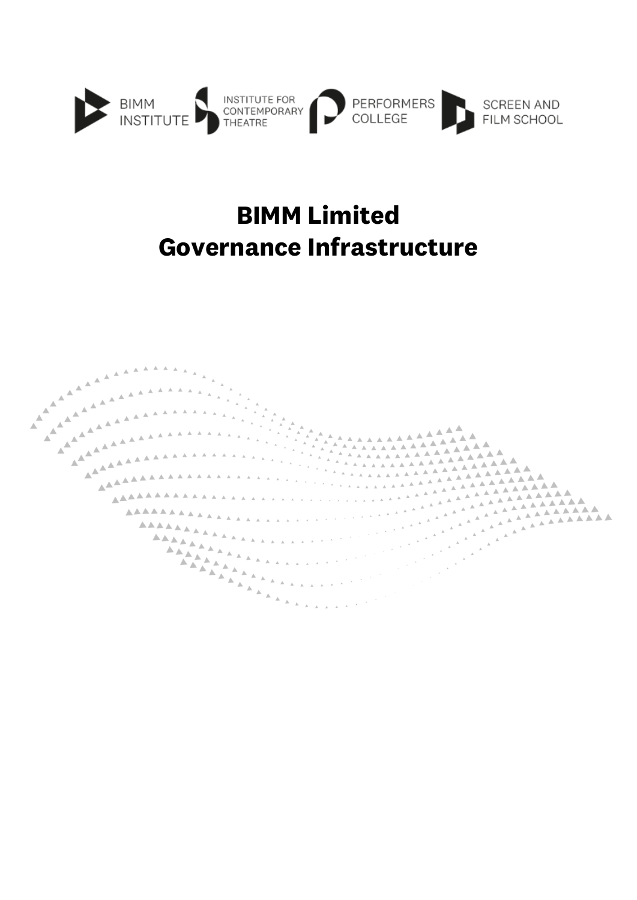BIMM INSTITUTE | INSTITUTE FOR CONTEMPORARY THEATRE | PERFORMERS COLLEGE | SCREEN AND FILM SCHOOL

# BIMM Limited
# Governance Infrastructure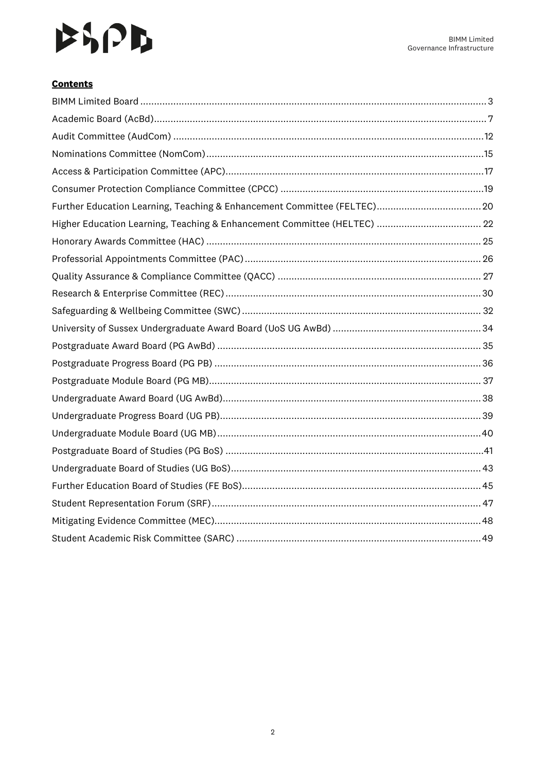**Contents**

BIMM Limited Board ..... 3
Academic Board (AcBd) ..... 7
Audit Committee (AudCom) ..... 12
Nominations Committee (NomCom) ..... 15
Access & Participation Committee (APC) ..... 17
Consumer Protection Compliance Committee (CPCC) ..... 19
Further Education Learning, Teaching & Enhancement Committee (FELTEC) ..... 20
Higher Education Learning, Teaching & Enhancement Committee (HELTEC) ..... 22
Honorary Awards Committee (HAC) ..... 25
Professorial Appointments Committee (PAC) ..... 26
Quality Assurance & Compliance Committee (QACC) ..... 27
Research & Enterprise Committee (REC) ..... 30
Safeguarding & Wellbeing Committee (SWC) ..... 32
University of Sussex Undergraduate Award Board (UoS UG AwBd) ..... 34
Postgraduate Award Board (PG AwBd) ..... 35
Postgraduate Progress Board (PG PB) ..... 36
Postgraduate Module Board (PG MB) ..... 37
Undergraduate Award Board (UG AwBd) ..... 38
Undergraduate Progress Board (UG PB) ..... 39
Undergraduate Module Board (UG MB) ..... 40
Postgraduate Board of Studies (PG BoS) ..... 41
Undergraduate Board of Studies (UG BoS) ..... 43
Further Education Board of Studies (FE BoS) ..... 45
Student Representation Forum (SRF) ..... 47
Mitigating Evidence Committee (MEC) ..... 48
Student Academic Risk Committee (SARC) ..... 49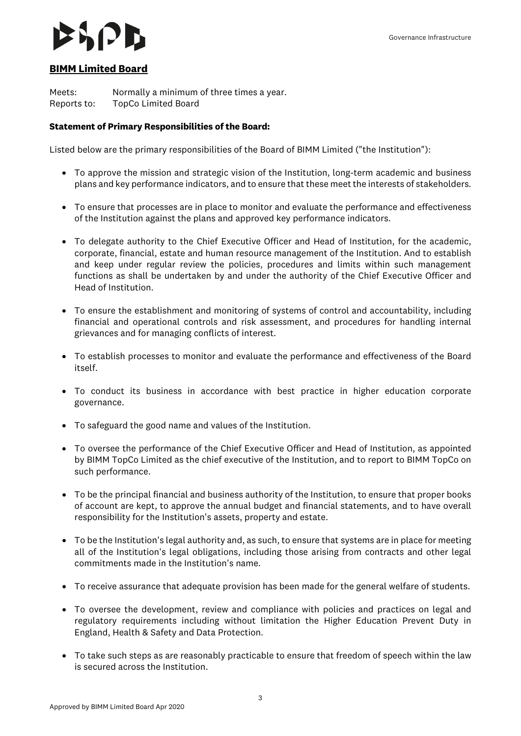## BIMM Limited Board

Meets: Normally a minimum of three times a year.
Reports to: TopCo Limited Board

**Statement of Primary Responsibilities of the Board:**

Listed below are the primary responsibilities of the Board of BIMM Limited ("the Institution"):

- To approve the mission and strategic vision of the Institution, long-term academic and business plans and key performance indicators, and to ensure that these meet the interests of stakeholders.
- To ensure that processes are in place to monitor and evaluate the performance and effectiveness of the Institution against the plans and approved key performance indicators.
- To delegate authority to the Chief Executive Officer and Head of Institution, for the academic, corporate, financial, estate and human resource management of the Institution. And to establish and keep under regular review the policies, procedures and limits within such management functions as shall be undertaken by and under the authority of the Chief Executive Officer and Head of Institution.
- To ensure the establishment and monitoring of systems of control and accountability, including financial and operational controls and risk assessment, and procedures for handling internal grievances and for managing conflicts of interest.
- To establish processes to monitor and evaluate the performance and effectiveness of the Board itself.
- To conduct its business in accordance with best practice in higher education corporate governance.
- To safeguard the good name and values of the Institution.
- To oversee the performance of the Chief Executive Officer and Head of Institution, as appointed by BIMM TopCo Limited as the chief executive of the Institution, and to report to BIMM TopCo on such performance.
- To be the principal financial and business authority of the Institution, to ensure that proper books of account are kept, to approve the annual budget and financial statements, and to have overall responsibility for the Institution's assets, property and estate.
- To be the Institution's legal authority and, as such, to ensure that systems are in place for meeting all of the Institution's legal obligations, including those arising from contracts and other legal commitments made in the Institution's name.
- To receive assurance that adequate provision has been made for the general welfare of students.
- To oversee the development, review and compliance with policies and practices on legal and regulatory requirements including without limitation the Higher Education Prevent Duty in England, Health & Safety and Data Protection.
- To take such steps as are reasonably practicable to ensure that freedom of speech within the law is secured across the Institution.

Approved by BIMM Limited Board Apr 2020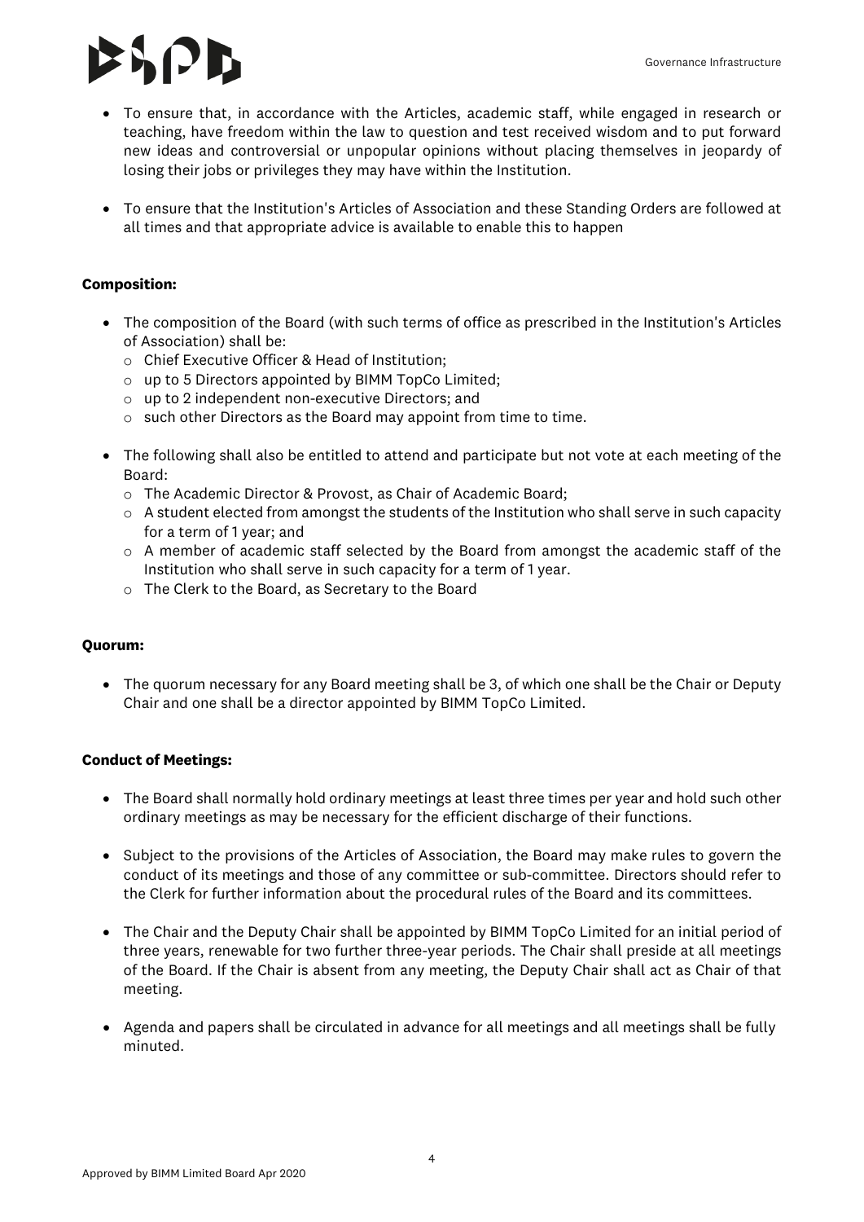- To ensure that, in accordance with the Articles, academic staff, while engaged in research or teaching, have freedom within the law to question and test received wisdom and to put forward new ideas and controversial or unpopular opinions without placing themselves in jeopardy of losing their jobs or privileges they may have within the Institution.

- To ensure that the Institution's Articles of Association and these Standing Orders are followed at all times and that appropriate advice is available to enable this to happen

**Composition:**

- The composition of the Board (with such terms of office as prescribed in the Institution's Articles of Association) shall be:
  - Chief Executive Officer & Head of Institution;
  - up to 5 Directors appointed by BIMM TopCo Limited;
  - up to 2 independent non-executive Directors; and
  - such other Directors as the Board may appoint from time to time.

- The following shall also be entitled to attend and participate but not vote at each meeting of the Board:
  - The Academic Director & Provost, as Chair of Academic Board;
  - A student elected from amongst the students of the Institution who shall serve in such capacity for a term of 1 year; and
  - A member of academic staff selected by the Board from amongst the academic staff of the Institution who shall serve in such capacity for a term of 1 year.
  - The Clerk to the Board, as Secretary to the Board

**Quorum:**

- The quorum necessary for any Board meeting shall be 3, of which one shall be the Chair or Deputy Chair and one shall be a director appointed by BIMM TopCo Limited.

**Conduct of Meetings:**

- The Board shall normally hold ordinary meetings at least three times per year and hold such other ordinary meetings as may be necessary for the efficient discharge of their functions.

- Subject to the provisions of the Articles of Association, the Board may make rules to govern the conduct of its meetings and those of any committee or sub-committee. Directors should refer to the Clerk for further information about the procedural rules of the Board and its committees.

- The Chair and the Deputy Chair shall be appointed by BIMM TopCo Limited for an initial period of three years, renewable for two further three-year periods. The Chair shall preside at all meetings of the Board. If the Chair is absent from any meeting, the Deputy Chair shall act as Chair of that meeting.

- Agenda and papers shall be circulated in advance for all meetings and all meetings shall be fully minuted.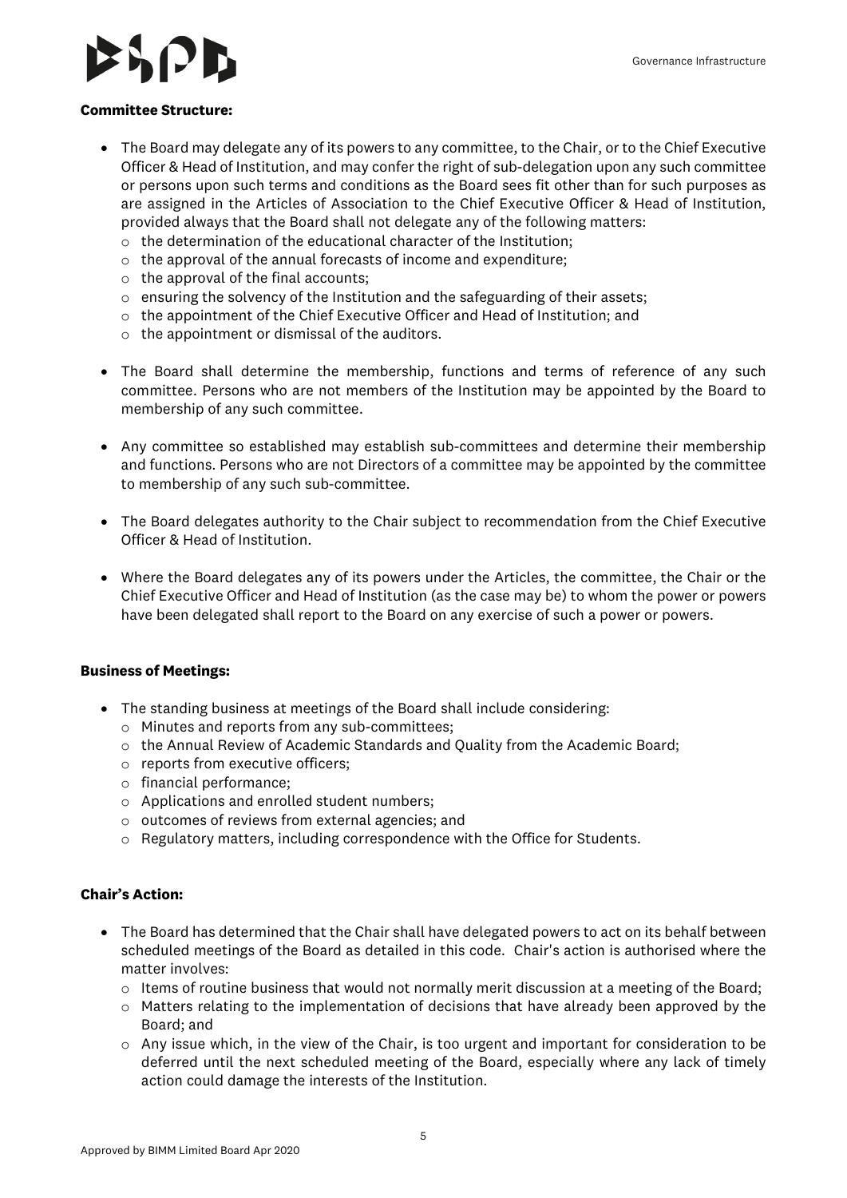**Committee Structure:**

- The Board may delegate any of its powers to any committee, to the Chair, or to the Chief Executive Officer & Head of Institution, and may confer the right of sub-delegation upon any such committee or persons upon such terms and conditions as the Board sees fit other than for such purposes as are assigned in the Articles of Association to the Chief Executive Officer & Head of Institution, provided always that the Board shall not delegate any of the following matters:
  - the determination of the educational character of the Institution;
  - the approval of the annual forecasts of income and expenditure;
  - the approval of the final accounts;
  - ensuring the solvency of the Institution and the safeguarding of their assets;
  - the appointment of the Chief Executive Officer and Head of Institution; and
  - the appointment or dismissal of the auditors.

- The Board shall determine the membership, functions and terms of reference of any such committee. Persons who are not members of the Institution may be appointed by the Board to membership of any such committee.

- Any committee so established may establish sub-committees and determine their membership and functions. Persons who are not Directors of a committee may be appointed by the committee to membership of any such sub-committee.

- The Board delegates authority to the Chair subject to recommendation from the Chief Executive Officer & Head of Institution.

- Where the Board delegates any of its powers under the Articles, the committee, the Chair or the Chief Executive Officer and Head of Institution (as the case may be) to whom the power or powers have been delegated shall report to the Board on any exercise of such a power or powers.

**Business of Meetings:**

- The standing business at meetings of the Board shall include considering:
  - Minutes and reports from any sub-committees;
  - the Annual Review of Academic Standards and Quality from the Academic Board;
  - reports from executive officers;
  - financial performance;
  - Applications and enrolled student numbers;
  - outcomes of reviews from external agencies; and
  - Regulatory matters, including correspondence with the Office for Students.

**Chair's Action:**

- The Board has determined that the Chair shall have delegated powers to act on its behalf between scheduled meetings of the Board as detailed in this code. Chair's action is authorised where the matter involves:
  - Items of routine business that would not normally merit discussion at a meeting of the Board;
  - Matters relating to the implementation of decisions that have already been approved by the Board; and
  - Any issue which, in the view of the Chair, is too urgent and important for consideration to be deferred until the next scheduled meeting of the Board, especially where any lack of timely action could damage the interests of the Institution.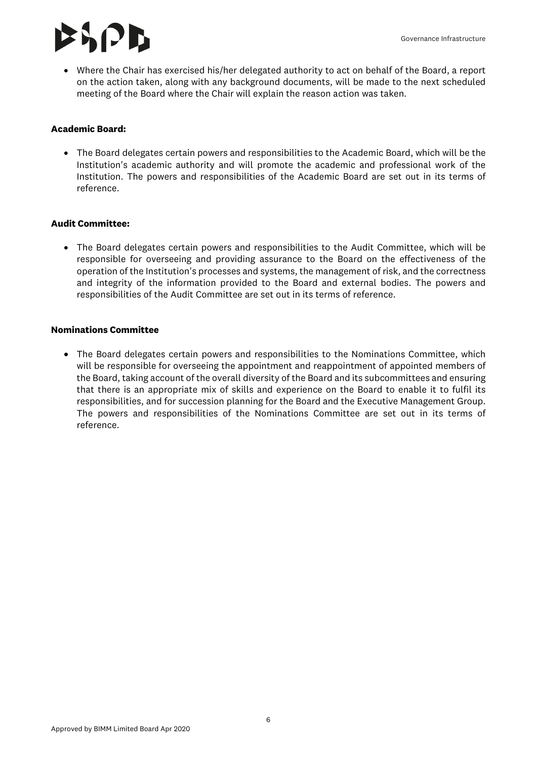- Where the Chair has exercised his/her delegated authority to act on behalf of the Board, a report on the action taken, along with any background documents, will be made to the next scheduled meeting of the Board where the Chair will explain the reason action was taken.

**Academic Board:**

- The Board delegates certain powers and responsibilities to the Academic Board, which will be the Institution's academic authority and will promote the academic and professional work of the Institution. The powers and responsibilities of the Academic Board are set out in its terms of reference.

**Audit Committee:**

- The Board delegates certain powers and responsibilities to the Audit Committee, which will be responsible for overseeing and providing assurance to the Board on the effectiveness of the operation of the Institution's processes and systems, the management of risk, and the correctness and integrity of the information provided to the Board and external bodies. The powers and responsibilities of the Audit Committee are set out in its terms of reference.

**Nominations Committee**

- The Board delegates certain powers and responsibilities to the Nominations Committee, which will be responsible for overseeing the appointment and reappointment of appointed members of the Board, taking account of the overall diversity of the Board and its subcommittees and ensuring that there is an appropriate mix of skills and experience on the Board to enable it to fulfil its responsibilities, and for succession planning for the Board and the Executive Management Group. The powers and responsibilities of the Nominations Committee are set out in its terms of reference.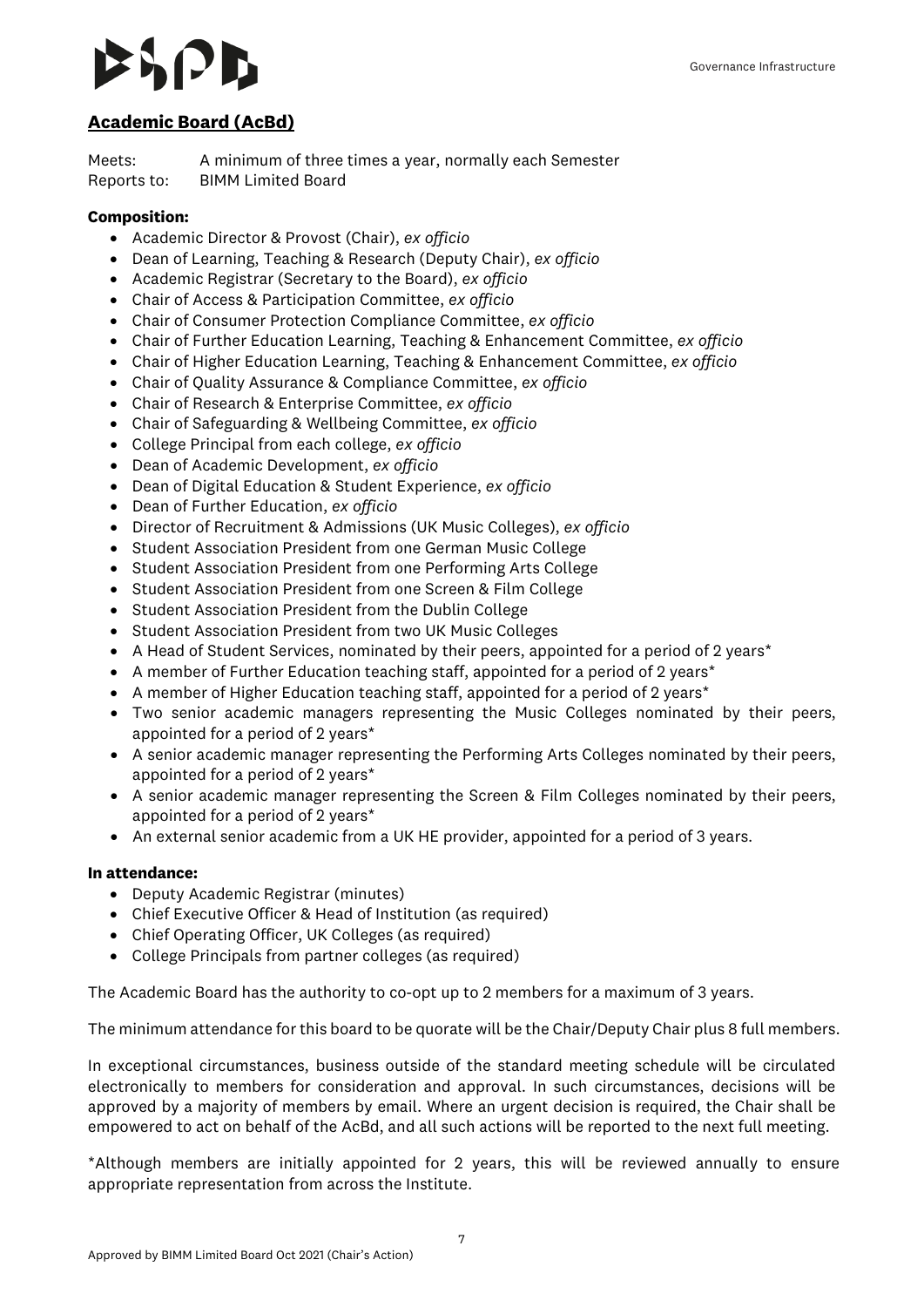## Academic Board (AcBd)

Meets: A minimum of three times a year, normally each Semester
Reports to: BIMM Limited Board

**Composition:**

- Academic Director & Provost (Chair), *ex officio*
- Dean of Learning, Teaching & Research (Deputy Chair), *ex officio*
- Academic Registrar (Secretary to the Board), *ex officio*
- Chair of Access & Participation Committee, *ex officio*
- Chair of Consumer Protection Compliance Committee, *ex officio*
- Chair of Further Education Learning, Teaching & Enhancement Committee, *ex officio*
- Chair of Higher Education Learning, Teaching & Enhancement Committee, *ex officio*
- Chair of Quality Assurance & Compliance Committee, *ex officio*
- Chair of Research & Enterprise Committee, *ex officio*
- Chair of Safeguarding & Wellbeing Committee, *ex officio*
- College Principal from each college, *ex officio*
- Dean of Academic Development, *ex officio*
- Dean of Digital Education & Student Experience, *ex officio*
- Dean of Further Education, *ex officio*
- Director of Recruitment & Admissions (UK Music Colleges), *ex officio*
- Student Association President from one German Music College
- Student Association President from one Performing Arts College
- Student Association President from one Screen & Film College
- Student Association President from the Dublin College
- Student Association President from two UK Music Colleges
- A Head of Student Services, nominated by their peers, appointed for a period of 2 years*
- A member of Further Education teaching staff, appointed for a period of 2 years*
- A member of Higher Education teaching staff, appointed for a period of 2 years*
- Two senior academic managers representing the Music Colleges nominated by their peers, appointed for a period of 2 years*
- A senior academic manager representing the Performing Arts Colleges nominated by their peers, appointed for a period of 2 years*
- A senior academic manager representing the Screen & Film Colleges nominated by their peers, appointed for a period of 2 years*
- An external senior academic from a UK HE provider, appointed for a period of 3 years.

**In attendance:**

- Deputy Academic Registrar (minutes)
- Chief Executive Officer & Head of Institution (as required)
- Chief Operating Officer, UK Colleges (as required)
- College Principals from partner colleges (as required)

The Academic Board has the authority to co-opt up to 2 members for a maximum of 3 years.

The minimum attendance for this board to be quorate will be the Chair/Deputy Chair plus 8 full members.

In exceptional circumstances, business outside of the standard meeting schedule will be circulated electronically to members for consideration and approval. In such circumstances, decisions will be approved by a majority of members by email. Where an urgent decision is required, the Chair shall be empowered to act on behalf of the AcBd, and all such actions will be reported to the next full meeting.

*Although members are initially appointed for 2 years, this will be reviewed annually to ensure appropriate representation from across the Institute.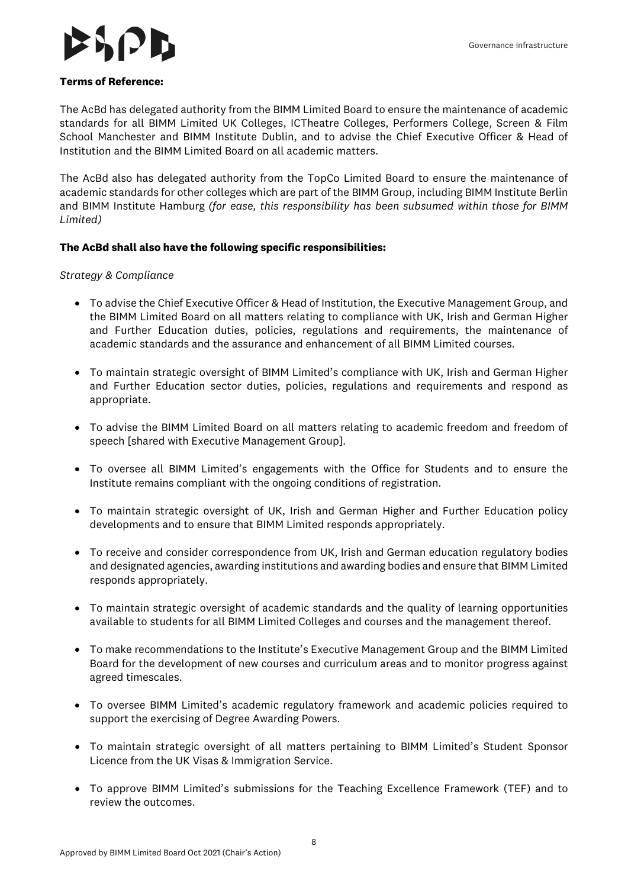**Terms of Reference:**

The AcBd has delegated authority from the BIMM Limited Board to ensure the maintenance of academic standards for all BIMM Limited UK Colleges, ICTheatre Colleges, Performers College, Screen & Film School Manchester and BIMM Institute Dublin, and to advise the Chief Executive Officer & Head of Institution and the BIMM Limited Board on all academic matters.

The AcBd also has delegated authority from the TopCo Limited Board to ensure the maintenance of academic standards for other colleges which are part of the BIMM Group, including BIMM Institute Berlin and BIMM Institute Hamburg *(for ease, this responsibility has been subsumed within those for BIMM Limited)*

**The AcBd shall also have the following specific responsibilities:**

*Strategy & Compliance*

- To advise the Chief Executive Officer & Head of Institution, the Executive Management Group, and the BIMM Limited Board on all matters relating to compliance with UK, Irish and German Higher and Further Education duties, policies, regulations and requirements, the maintenance of academic standards and the assurance and enhancement of all BIMM Limited courses.
- To maintain strategic oversight of BIMM Limited's compliance with UK, Irish and German Higher and Further Education sector duties, policies, regulations and requirements and respond as appropriate.
- To advise the BIMM Limited Board on all matters relating to academic freedom and freedom of speech [shared with Executive Management Group].
- To oversee all BIMM Limited's engagements with the Office for Students and to ensure the Institute remains compliant with the ongoing conditions of registration.
- To maintain strategic oversight of UK, Irish and German Higher and Further Education policy developments and to ensure that BIMM Limited responds appropriately.
- To receive and consider correspondence from UK, Irish and German education regulatory bodies and designated agencies, awarding institutions and awarding bodies and ensure that BIMM Limited responds appropriately.
- To maintain strategic oversight of academic standards and the quality of learning opportunities available to students for all BIMM Limited Colleges and courses and the management thereof.
- To make recommendations to the Institute's Executive Management Group and the BIMM Limited Board for the development of new courses and curriculum areas and to monitor progress against agreed timescales.
- To oversee BIMM Limited's academic regulatory framework and academic policies required to support the exercising of Degree Awarding Powers.
- To maintain strategic oversight of all matters pertaining to BIMM Limited's Student Sponsor Licence from the UK Visas & Immigration Service.
- To approve BIMM Limited's submissions for the Teaching Excellence Framework (TEF) and to review the outcomes.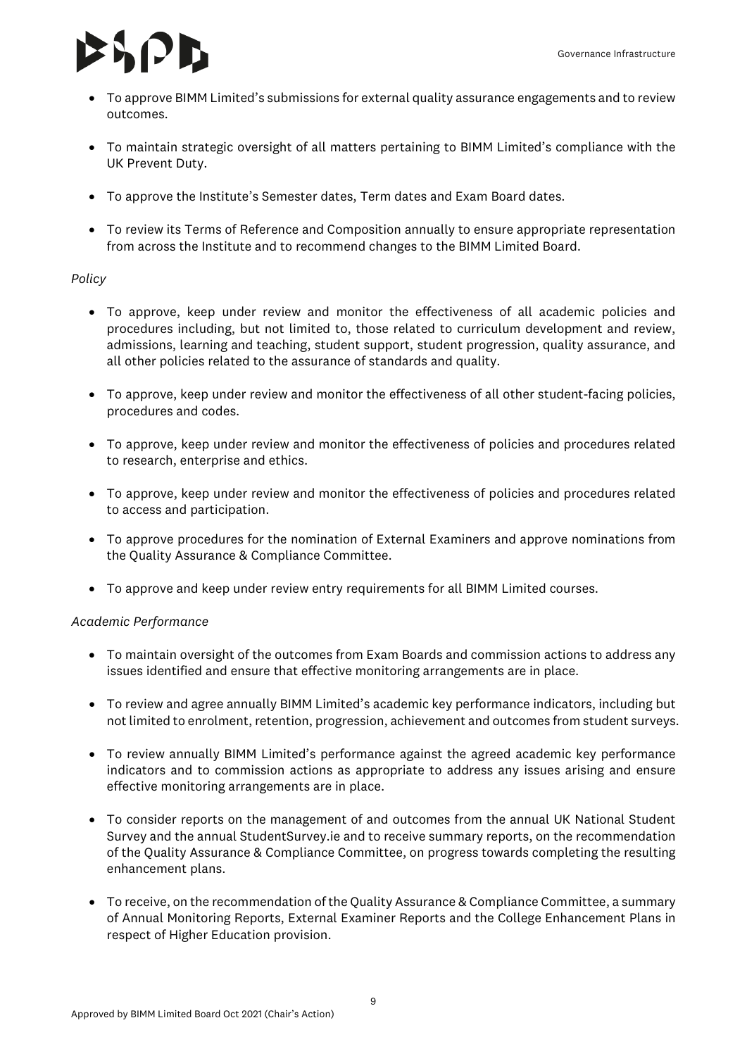- To approve BIMM Limited's submissions for external quality assurance engagements and to review outcomes.

- To maintain strategic oversight of all matters pertaining to BIMM Limited's compliance with the UK Prevent Duty.

- To approve the Institute's Semester dates, Term dates and Exam Board dates.

- To review its Terms of Reference and Composition annually to ensure appropriate representation from across the Institute and to recommend changes to the BIMM Limited Board.

*Policy*

- To approve, keep under review and monitor the effectiveness of all academic policies and procedures including, but not limited to, those related to curriculum development and review, admissions, learning and teaching, student support, student progression, quality assurance, and all other policies related to the assurance of standards and quality.

- To approve, keep under review and monitor the effectiveness of all other student-facing policies, procedures and codes.

- To approve, keep under review and monitor the effectiveness of policies and procedures related to research, enterprise and ethics.

- To approve, keep under review and monitor the effectiveness of policies and procedures related to access and participation.

- To approve procedures for the nomination of External Examiners and approve nominations from the Quality Assurance & Compliance Committee.

- To approve and keep under review entry requirements for all BIMM Limited courses.

*Academic Performance*

- To maintain oversight of the outcomes from Exam Boards and commission actions to address any issues identified and ensure that effective monitoring arrangements are in place.

- To review and agree annually BIMM Limited's academic key performance indicators, including but not limited to enrolment, retention, progression, achievement and outcomes from student surveys.

- To review annually BIMM Limited's performance against the agreed academic key performance indicators and to commission actions as appropriate to address any issues arising and ensure effective monitoring arrangements are in place.

- To consider reports on the management of and outcomes from the annual UK National Student Survey and the annual StudentSurvey.ie and to receive summary reports, on the recommendation of the Quality Assurance & Compliance Committee, on progress towards completing the resulting enhancement plans.

- To receive, on the recommendation of the Quality Assurance & Compliance Committee, a summary of Annual Monitoring Reports, External Examiner Reports and the College Enhancement Plans in respect of Higher Education provision.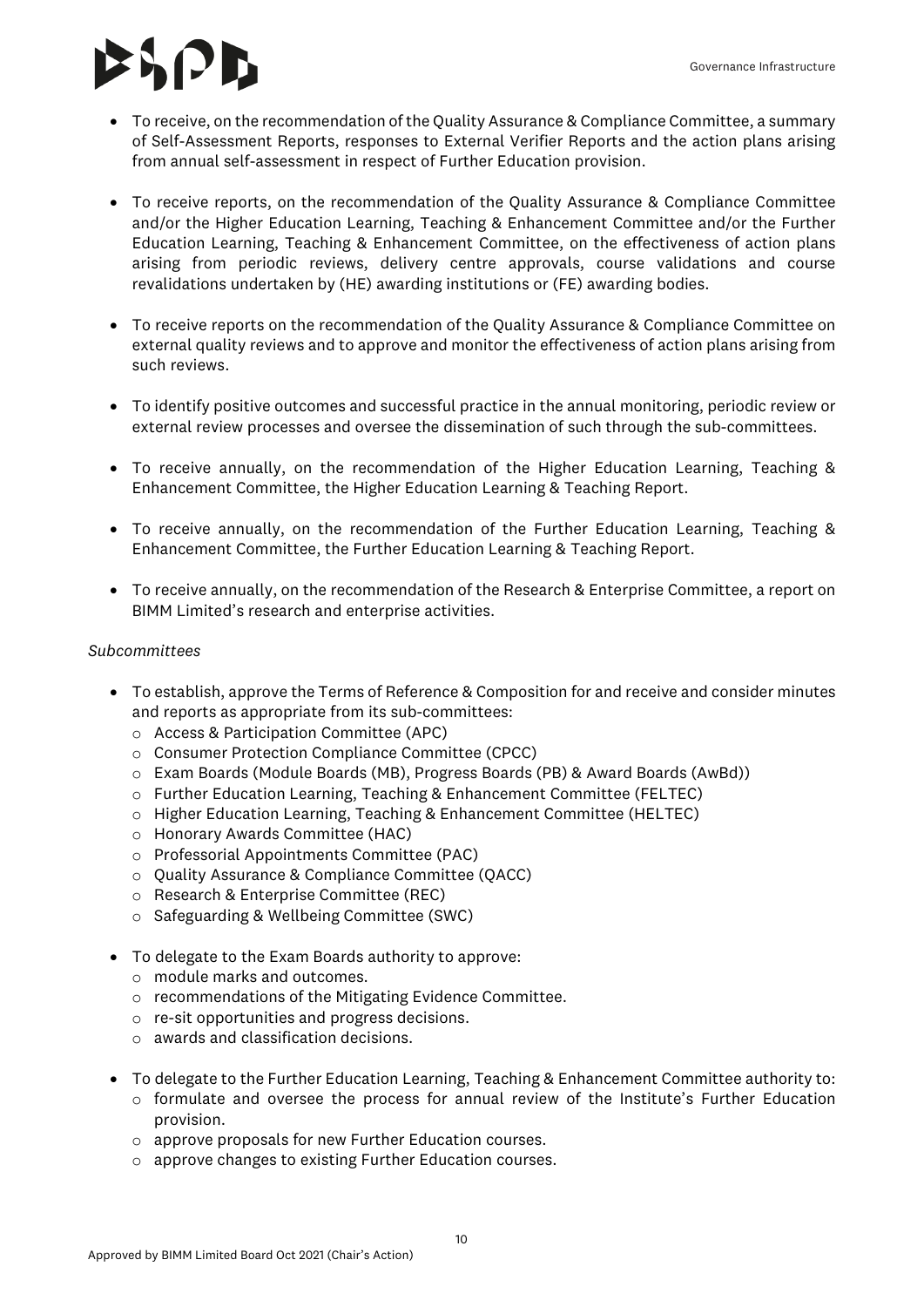- To receive, on the recommendation of the Quality Assurance & Compliance Committee, a summary of Self-Assessment Reports, responses to External Verifier Reports and the action plans arising from annual self-assessment in respect of Further Education provision.

- To receive reports, on the recommendation of the Quality Assurance & Compliance Committee and/or the Higher Education Learning, Teaching & Enhancement Committee and/or the Further Education Learning, Teaching & Enhancement Committee, on the effectiveness of action plans arising from periodic reviews, delivery centre approvals, course validations and course revalidations undertaken by (HE) awarding institutions or (FE) awarding bodies.

- To receive reports on the recommendation of the Quality Assurance & Compliance Committee on external quality reviews and to approve and monitor the effectiveness of action plans arising from such reviews.

- To identify positive outcomes and successful practice in the annual monitoring, periodic review or external review processes and oversee the dissemination of such through the sub-committees.

- To receive annually, on the recommendation of the Higher Education Learning, Teaching & Enhancement Committee, the Higher Education Learning & Teaching Report.

- To receive annually, on the recommendation of the Further Education Learning, Teaching & Enhancement Committee, the Further Education Learning & Teaching Report.

- To receive annually, on the recommendation of the Research & Enterprise Committee, a report on BIMM Limited's research and enterprise activities.

*Subcommittees*

- To establish, approve the Terms of Reference & Composition for and receive and consider minutes and reports as appropriate from its sub-committees:
  - Access & Participation Committee (APC)
  - Consumer Protection Compliance Committee (CPCC)
  - Exam Boards (Module Boards (MB), Progress Boards (PB) & Award Boards (AwBd))
  - Further Education Learning, Teaching & Enhancement Committee (FELTEC)
  - Higher Education Learning, Teaching & Enhancement Committee (HELTEC)
  - Honorary Awards Committee (HAC)
  - Professorial Appointments Committee (PAC)
  - Quality Assurance & Compliance Committee (QACC)
  - Research & Enterprise Committee (REC)
  - Safeguarding & Wellbeing Committee (SWC)

- To delegate to the Exam Boards authority to approve:
  - module marks and outcomes.
  - recommendations of the Mitigating Evidence Committee.
  - re-sit opportunities and progress decisions.
  - awards and classification decisions.

- To delegate to the Further Education Learning, Teaching & Enhancement Committee authority to:
  - formulate and oversee the process for annual review of the Institute's Further Education provision.
  - approve proposals for new Further Education courses.
  - approve changes to existing Further Education courses.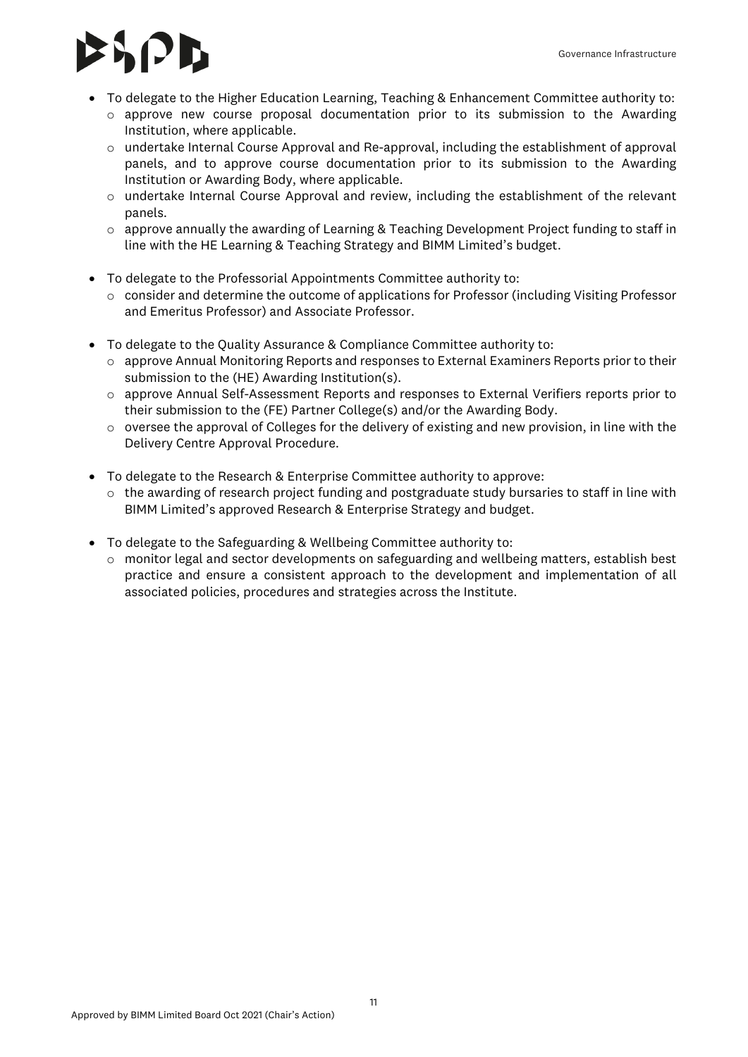- To delegate to the Higher Education Learning, Teaching & Enhancement Committee authority to:
  - approve new course proposal documentation prior to its submission to the Awarding Institution, where applicable.
  - undertake Internal Course Approval and Re-approval, including the establishment of approval panels, and to approve course documentation prior to its submission to the Awarding Institution or Awarding Body, where applicable.
  - undertake Internal Course Approval and review, including the establishment of the relevant panels.
  - approve annually the awarding of Learning & Teaching Development Project funding to staff in line with the HE Learning & Teaching Strategy and BIMM Limited's budget.

- To delegate to the Professorial Appointments Committee authority to:
  - consider and determine the outcome of applications for Professor (including Visiting Professor and Emeritus Professor) and Associate Professor.

- To delegate to the Quality Assurance & Compliance Committee authority to:
  - approve Annual Monitoring Reports and responses to External Examiners Reports prior to their submission to the (HE) Awarding Institution(s).
  - approve Annual Self-Assessment Reports and responses to External Verifiers reports prior to their submission to the (FE) Partner College(s) and/or the Awarding Body.
  - oversee the approval of Colleges for the delivery of existing and new provision, in line with the Delivery Centre Approval Procedure.

- To delegate to the Research & Enterprise Committee authority to approve:
  - the awarding of research project funding and postgraduate study bursaries to staff in line with BIMM Limited's approved Research & Enterprise Strategy and budget.

- To delegate to the Safeguarding & Wellbeing Committee authority to:
  - monitor legal and sector developments on safeguarding and wellbeing matters, establish best practice and ensure a consistent approach to the development and implementation of all associated policies, procedures and strategies across the Institute.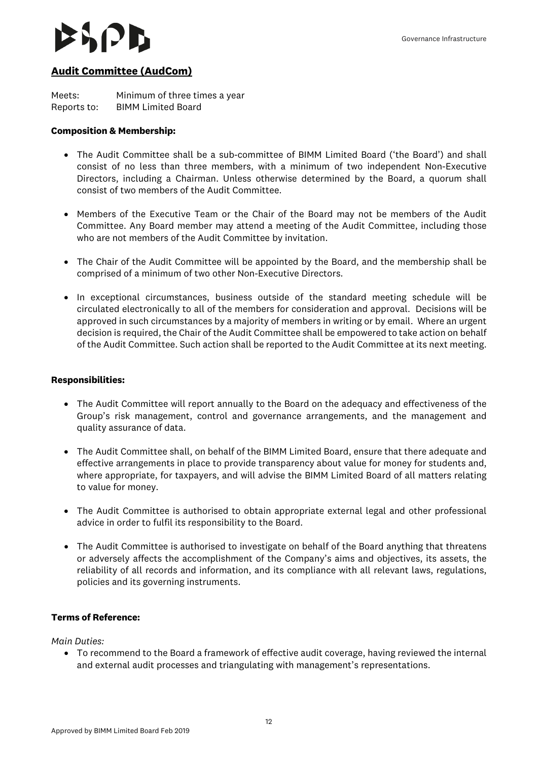## Audit Committee (AudCom)

Meets: Minimum of three times a year
Reports to: BIMM Limited Board

**Composition & Membership:**

- The Audit Committee shall be a sub-committee of BIMM Limited Board ('the Board') and shall consist of no less than three members, with a minimum of two independent Non-Executive Directors, including a Chairman. Unless otherwise determined by the Board, a quorum shall consist of two members of the Audit Committee.
- Members of the Executive Team or the Chair of the Board may not be members of the Audit Committee. Any Board member may attend a meeting of the Audit Committee, including those who are not members of the Audit Committee by invitation.
- The Chair of the Audit Committee will be appointed by the Board, and the membership shall be comprised of a minimum of two other Non-Executive Directors.
- In exceptional circumstances, business outside of the standard meeting schedule will be circulated electronically to all of the members for consideration and approval. Decisions will be approved in such circumstances by a majority of members in writing or by email. Where an urgent decision is required, the Chair of the Audit Committee shall be empowered to take action on behalf of the Audit Committee. Such action shall be reported to the Audit Committee at its next meeting.

**Responsibilities:**

- The Audit Committee will report annually to the Board on the adequacy and effectiveness of the Group's risk management, control and governance arrangements, and the management and quality assurance of data.
- The Audit Committee shall, on behalf of the BIMM Limited Board, ensure that there adequate and effective arrangements in place to provide transparency about value for money for students and, where appropriate, for taxpayers, and will advise the BIMM Limited Board of all matters relating to value for money.
- The Audit Committee is authorised to obtain appropriate external legal and other professional advice in order to fulfil its responsibility to the Board.
- The Audit Committee is authorised to investigate on behalf of the Board anything that threatens or adversely affects the accomplishment of the Company's aims and objectives, its assets, the reliability of all records and information, and its compliance with all relevant laws, regulations, policies and its governing instruments.

**Terms of Reference:**

*Main Duties:*

- To recommend to the Board a framework of effective audit coverage, having reviewed the internal and external audit processes and triangulating with management's representations.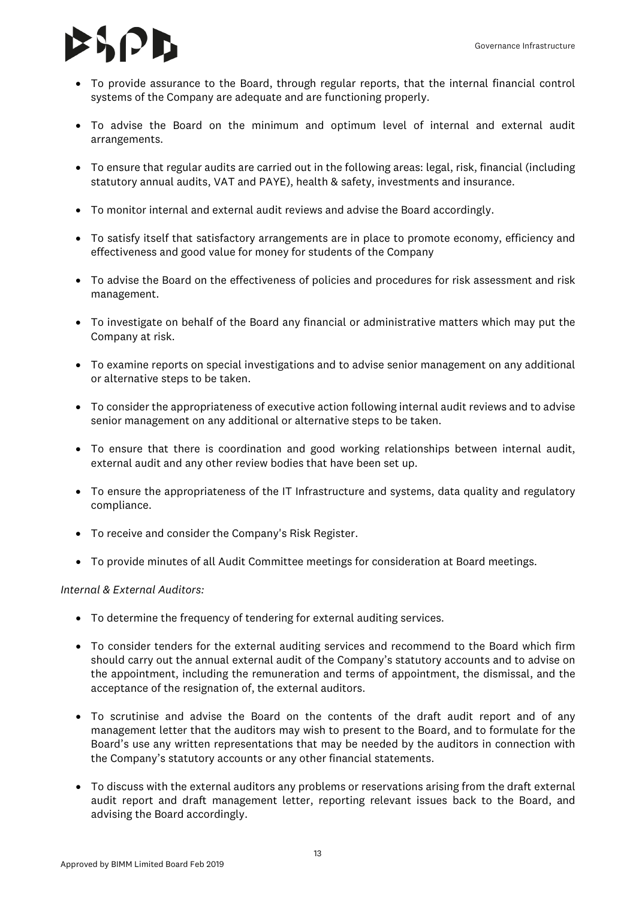- To provide assurance to the Board, through regular reports, that the internal financial control systems of the Company are adequate and are functioning properly.
- To advise the Board on the minimum and optimum level of internal and external audit arrangements.
- To ensure that regular audits are carried out in the following areas: legal, risk, financial (including statutory annual audits, VAT and PAYE), health & safety, investments and insurance.
- To monitor internal and external audit reviews and advise the Board accordingly.
- To satisfy itself that satisfactory arrangements are in place to promote economy, efficiency and effectiveness and good value for money for students of the Company
- To advise the Board on the effectiveness of policies and procedures for risk assessment and risk management.
- To investigate on behalf of the Board any financial or administrative matters which may put the Company at risk.
- To examine reports on special investigations and to advise senior management on any additional or alternative steps to be taken.
- To consider the appropriateness of executive action following internal audit reviews and to advise senior management on any additional or alternative steps to be taken.
- To ensure that there is coordination and good working relationships between internal audit, external audit and any other review bodies that have been set up.
- To ensure the appropriateness of the IT Infrastructure and systems, data quality and regulatory compliance.
- To receive and consider the Company's Risk Register.
- To provide minutes of all Audit Committee meetings for consideration at Board meetings.

*Internal & External Auditors:*

- To determine the frequency of tendering for external auditing services.
- To consider tenders for the external auditing services and recommend to the Board which firm should carry out the annual external audit of the Company's statutory accounts and to advise on the appointment, including the remuneration and terms of appointment, the dismissal, and the acceptance of the resignation of, the external auditors.
- To scrutinise and advise the Board on the contents of the draft audit report and of any management letter that the auditors may wish to present to the Board, and to formulate for the Board's use any written representations that may be needed by the auditors in connection with the Company's statutory accounts or any other financial statements.
- To discuss with the external auditors any problems or reservations arising from the draft external audit report and draft management letter, reporting relevant issues back to the Board, and advising the Board accordingly.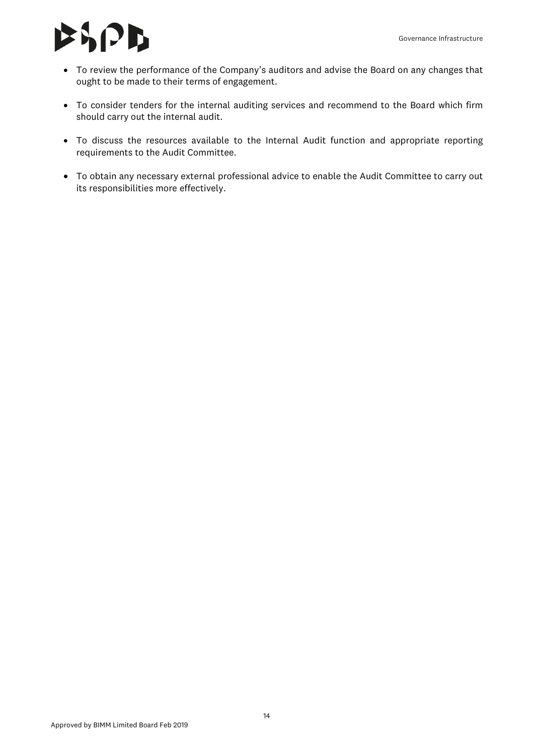- To review the performance of the Company's auditors and advise the Board on any changes that ought to be made to their terms of engagement.

- To consider tenders for the internal auditing services and recommend to the Board which firm should carry out the internal audit.

- To discuss the resources available to the Internal Audit function and appropriate reporting requirements to the Audit Committee.

- To obtain any necessary external professional advice to enable the Audit Committee to carry out its responsibilities more effectively.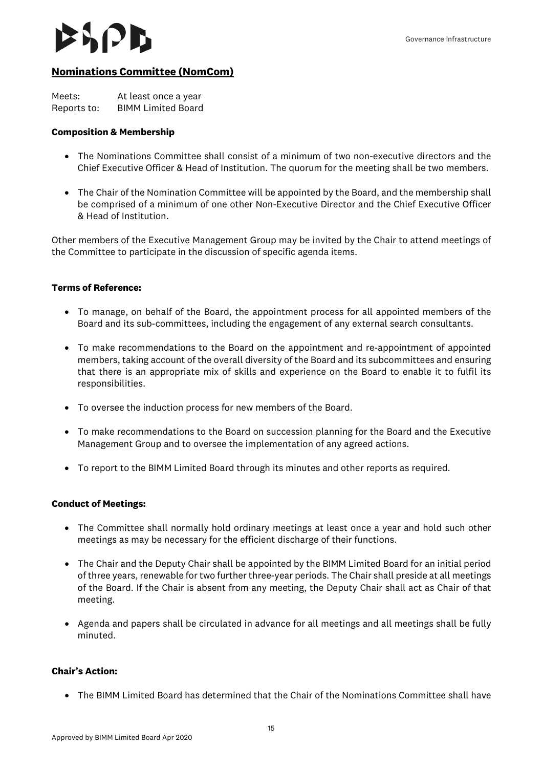## Nominations Committee (NomCom)

Meets: At least once a year
Reports to: BIMM Limited Board

**Composition & Membership**

- The Nominations Committee shall consist of a minimum of two non-executive directors and the Chief Executive Officer & Head of Institution. The quorum for the meeting shall be two members.
- The Chair of the Nomination Committee will be appointed by the Board, and the membership shall be comprised of a minimum of one other Non-Executive Director and the Chief Executive Officer & Head of Institution.

Other members of the Executive Management Group may be invited by the Chair to attend meetings of the Committee to participate in the discussion of specific agenda items.

**Terms of Reference:**

- To manage, on behalf of the Board, the appointment process for all appointed members of the Board and its sub-committees, including the engagement of any external search consultants.
- To make recommendations to the Board on the appointment and re-appointment of appointed members, taking account of the overall diversity of the Board and its subcommittees and ensuring that there is an appropriate mix of skills and experience on the Board to enable it to fulfil its responsibilities.
- To oversee the induction process for new members of the Board.
- To make recommendations to the Board on succession planning for the Board and the Executive Management Group and to oversee the implementation of any agreed actions.
- To report to the BIMM Limited Board through its minutes and other reports as required.

**Conduct of Meetings:**

- The Committee shall normally hold ordinary meetings at least once a year and hold such other meetings as may be necessary for the efficient discharge of their functions.
- The Chair and the Deputy Chair shall be appointed by the BIMM Limited Board for an initial period of three years, renewable for two further three-year periods. The Chair shall preside at all meetings of the Board. If the Chair is absent from any meeting, the Deputy Chair shall act as Chair of that meeting.
- Agenda and papers shall be circulated in advance for all meetings and all meetings shall be fully minuted.

**Chair's Action:**

- The BIMM Limited Board has determined that the Chair of the Nominations Committee shall have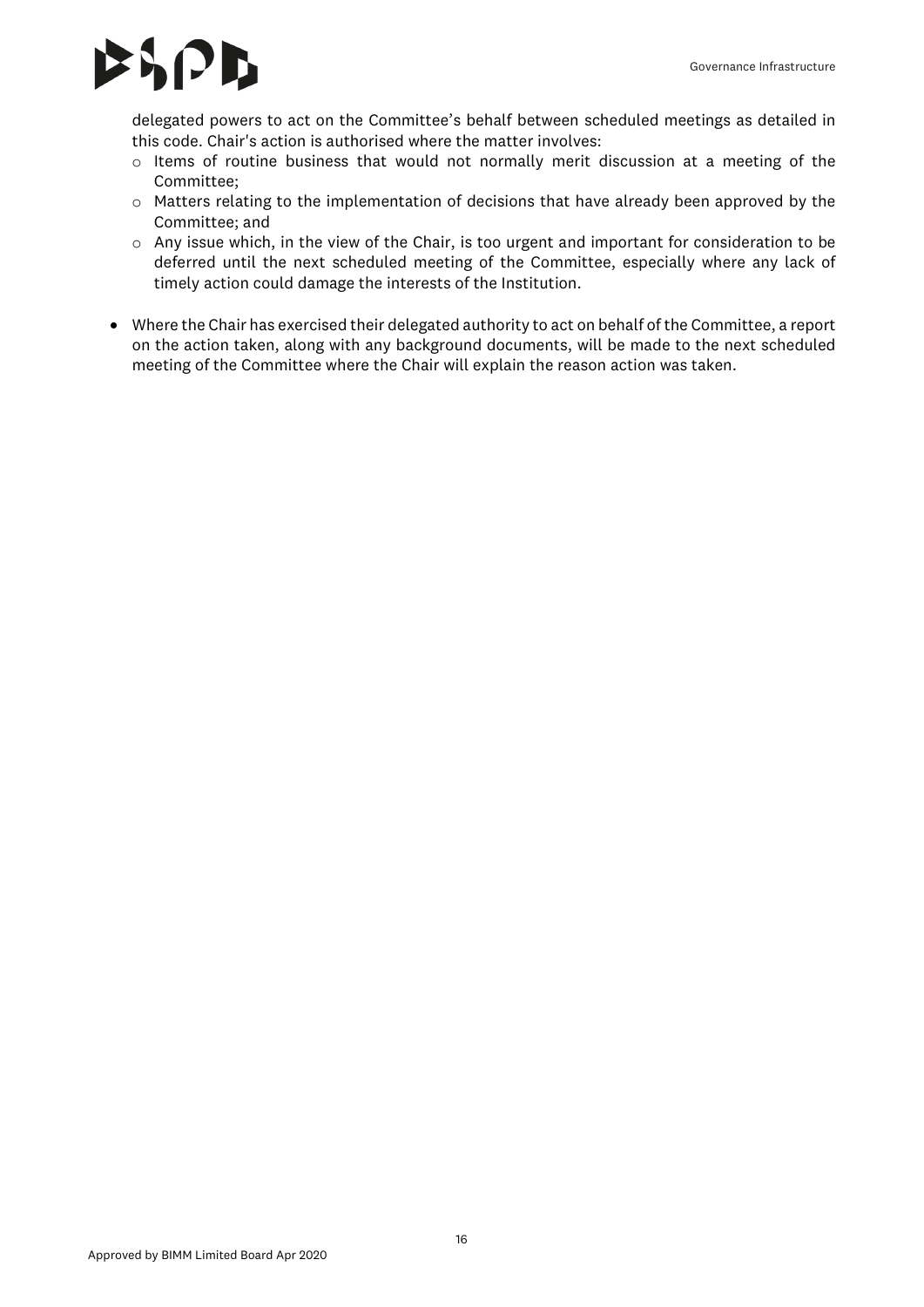delegated powers to act on the Committee's behalf between scheduled meetings as detailed in this code. Chair's action is authorised where the matter involves:

- Items of routine business that would not normally merit discussion at a meeting of the Committee;
- Matters relating to the implementation of decisions that have already been approved by the Committee; and
- Any issue which, in the view of the Chair, is too urgent and important for consideration to be deferred until the next scheduled meeting of the Committee, especially where any lack of timely action could damage the interests of the Institution.

- Where the Chair has exercised their delegated authority to act on behalf of the Committee, a report on the action taken, along with any background documents, will be made to the next scheduled meeting of the Committee where the Chair will explain the reason action was taken.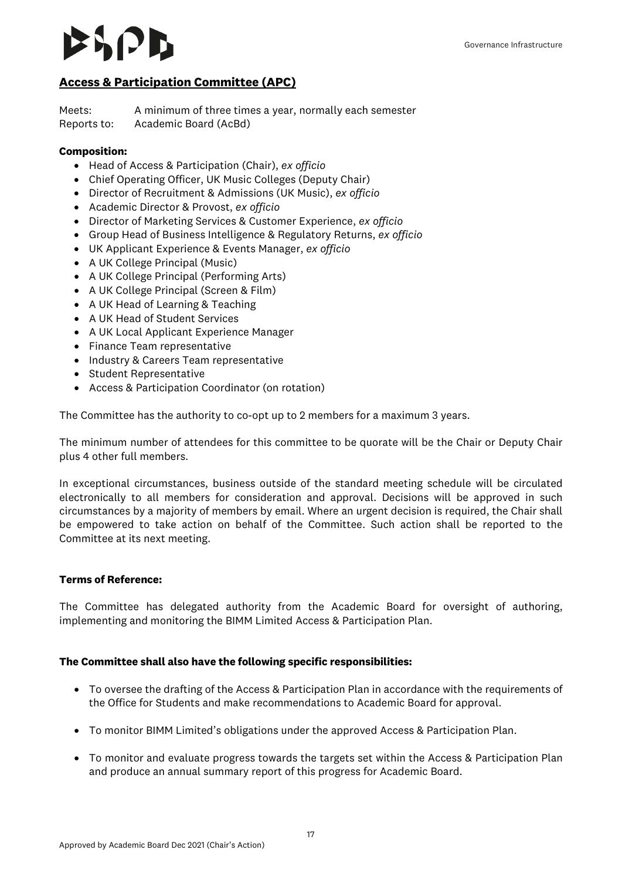## Access & Participation Committee (APC)

Meets: A minimum of three times a year, normally each semester
Reports to: Academic Board (AcBd)

**Composition:**

- Head of Access & Participation (Chair), *ex officio*
- Chief Operating Officer, UK Music Colleges (Deputy Chair)
- Director of Recruitment & Admissions (UK Music), *ex officio*
- Academic Director & Provost, *ex officio*
- Director of Marketing Services & Customer Experience, *ex officio*
- Group Head of Business Intelligence & Regulatory Returns, *ex officio*
- UK Applicant Experience & Events Manager, *ex officio*
- A UK College Principal (Music)
- A UK College Principal (Performing Arts)
- A UK College Principal (Screen & Film)
- A UK Head of Learning & Teaching
- A UK Head of Student Services
- A UK Local Applicant Experience Manager
- Finance Team representative
- Industry & Careers Team representative
- Student Representative
- Access & Participation Coordinator (on rotation)

The Committee has the authority to co-opt up to 2 members for a maximum 3 years.

The minimum number of attendees for this committee to be quorate will be the Chair or Deputy Chair plus 4 other full members.

In exceptional circumstances, business outside of the standard meeting schedule will be circulated electronically to all members for consideration and approval. Decisions will be approved in such circumstances by a majority of members by email. Where an urgent decision is required, the Chair shall be empowered to take action on behalf of the Committee. Such action shall be reported to the Committee at its next meeting.

**Terms of Reference:**

The Committee has delegated authority from the Academic Board for oversight of authoring, implementing and monitoring the BIMM Limited Access & Participation Plan.

**The Committee shall also have the following specific responsibilities:**

- To oversee the drafting of the Access & Participation Plan in accordance with the requirements of the Office for Students and make recommendations to Academic Board for approval.
- To monitor BIMM Limited's obligations under the approved Access & Participation Plan.
- To monitor and evaluate progress towards the targets set within the Access & Participation Plan and produce an annual summary report of this progress for Academic Board.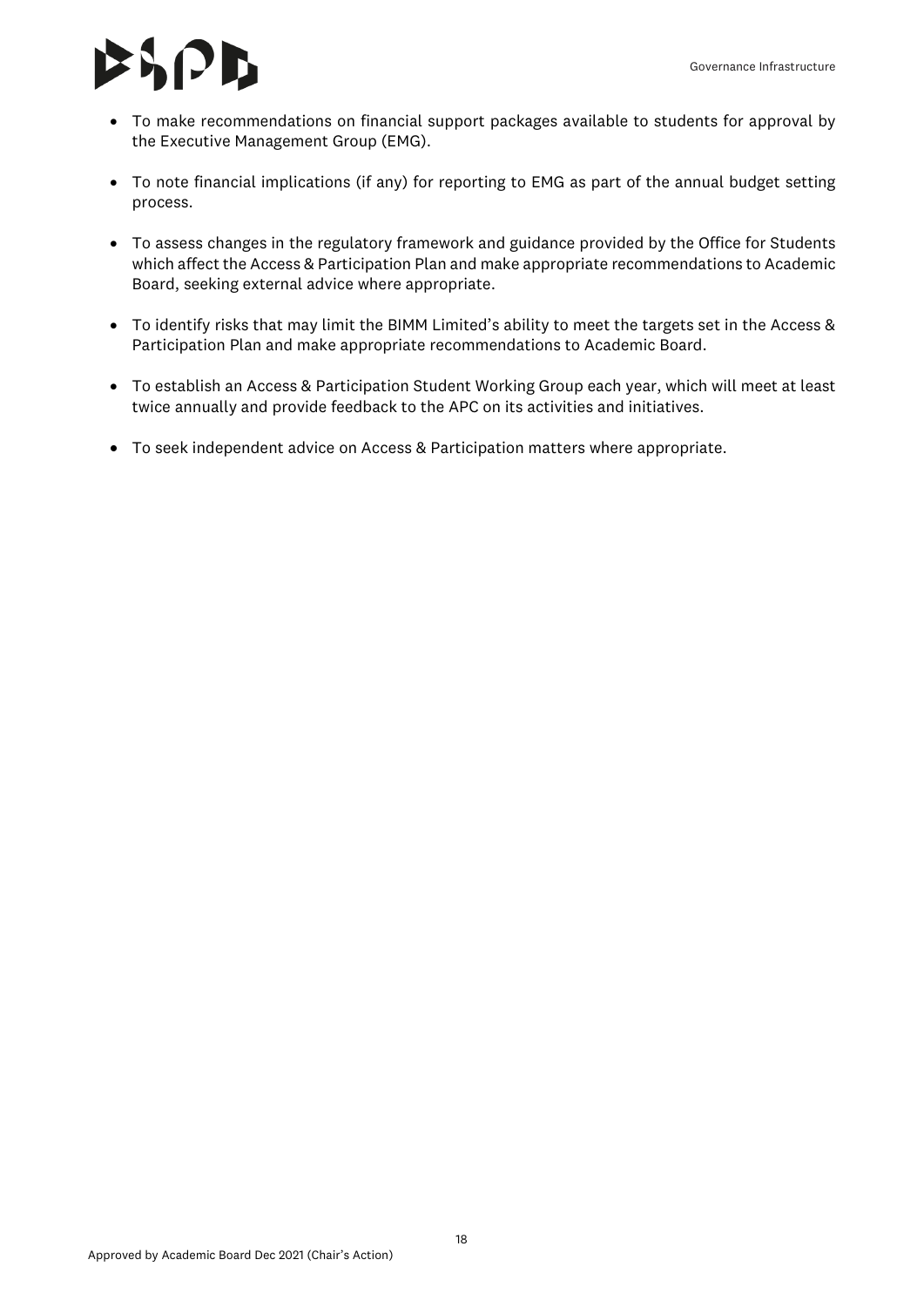- To make recommendations on financial support packages available to students for approval by the Executive Management Group (EMG).
- To note financial implications (if any) for reporting to EMG as part of the annual budget setting process.
- To assess changes in the regulatory framework and guidance provided by the Office for Students which affect the Access & Participation Plan and make appropriate recommendations to Academic Board, seeking external advice where appropriate.
- To identify risks that may limit the BIMM Limited's ability to meet the targets set in the Access & Participation Plan and make appropriate recommendations to Academic Board.
- To establish an Access & Participation Student Working Group each year, which will meet at least twice annually and provide feedback to the APC on its activities and initiatives.
- To seek independent advice on Access & Participation matters where appropriate.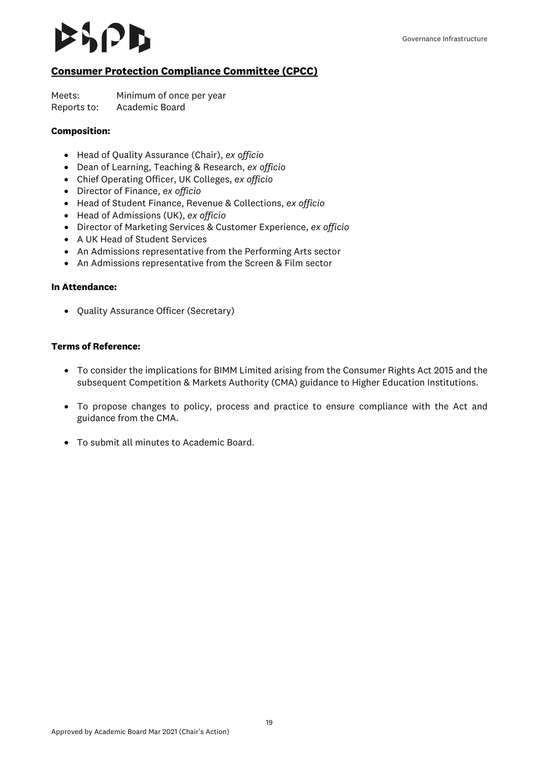## Consumer Protection Compliance Committee (CPCC)

Meets: Minimum of once per year
Reports to: Academic Board

**Composition:**

- Head of Quality Assurance (Chair), *ex officio*
- Dean of Learning, Teaching & Research, *ex officio*
- Chief Operating Officer, UK Colleges, *ex officio*
- Director of Finance, *ex officio*
- Head of Student Finance, Revenue & Collections, *ex officio*
- Head of Admissions (UK), *ex officio*
- Director of Marketing Services & Customer Experience, *ex officio*
- A UK Head of Student Services
- An Admissions representative from the Performing Arts sector
- An Admissions representative from the Screen & Film sector

**In Attendance:**

- Quality Assurance Officer (Secretary)

**Terms of Reference:**

- To consider the implications for BIMM Limited arising from the Consumer Rights Act 2015 and the subsequent Competition & Markets Authority (CMA) guidance to Higher Education Institutions.
- To propose changes to policy, process and practice to ensure compliance with the Act and guidance from the CMA.
- To submit all minutes to Academic Board.

Approved by Academic Board Mar 2021 (Chair's Action)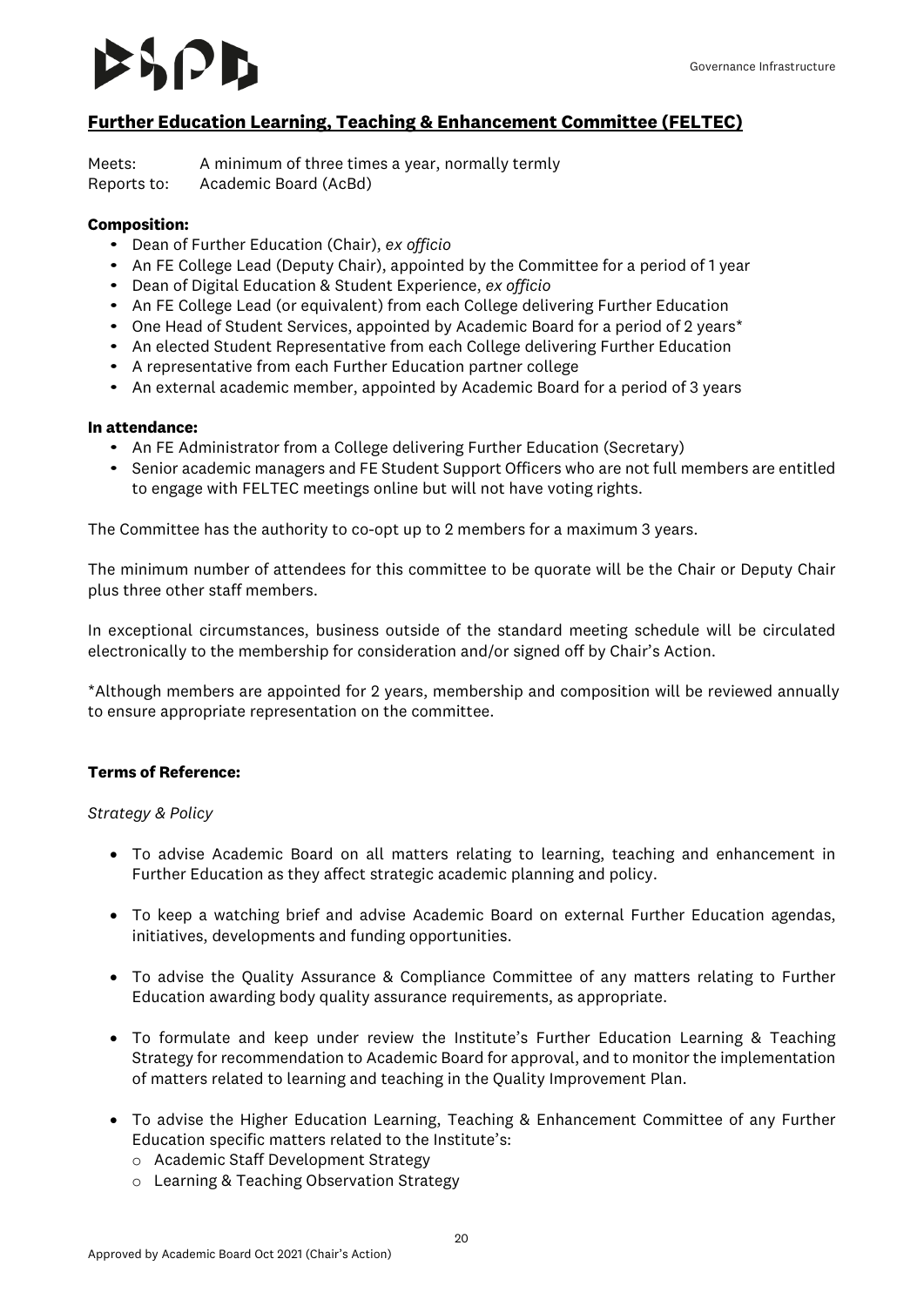## Further Education Learning, Teaching & Enhancement Committee (FELTEC)

Meets: A minimum of three times a year, normally termly
Reports to: Academic Board (AcBd)

**Composition:**

- Dean of Further Education (Chair), *ex officio*
- An FE College Lead (Deputy Chair), appointed by the Committee for a period of 1 year
- Dean of Digital Education & Student Experience, *ex officio*
- An FE College Lead (or equivalent) from each College delivering Further Education
- One Head of Student Services, appointed by Academic Board for a period of 2 years*
- An elected Student Representative from each College delivering Further Education
- A representative from each Further Education partner college
- An external academic member, appointed by Academic Board for a period of 3 years

**In attendance:**

- An FE Administrator from a College delivering Further Education (Secretary)
- Senior academic managers and FE Student Support Officers who are not full members are entitled to engage with FELTEC meetings online but will not have voting rights.

The Committee has the authority to co-opt up to 2 members for a maximum 3 years.

The minimum number of attendees for this committee to be quorate will be the Chair or Deputy Chair plus three other staff members.

In exceptional circumstances, business outside of the standard meeting schedule will be circulated electronically to the membership for consideration and/or signed off by Chair's Action.

*Although members are appointed for 2 years, membership and composition will be reviewed annually to ensure appropriate representation on the committee.

**Terms of Reference:**

*Strategy & Policy*

- To advise Academic Board on all matters relating to learning, teaching and enhancement in Further Education as they affect strategic academic planning and policy.
- To keep a watching brief and advise Academic Board on external Further Education agendas, initiatives, developments and funding opportunities.
- To advise the Quality Assurance & Compliance Committee of any matters relating to Further Education awarding body quality assurance requirements, as appropriate.
- To formulate and keep under review the Institute's Further Education Learning & Teaching Strategy for recommendation to Academic Board for approval, and to monitor the implementation of matters related to learning and teaching in the Quality Improvement Plan.
- To advise the Higher Education Learning, Teaching & Enhancement Committee of any Further Education specific matters related to the Institute's:
  - Academic Staff Development Strategy
  - Learning & Teaching Observation Strategy

Approved by Academic Board Oct 2021 (Chair's Action)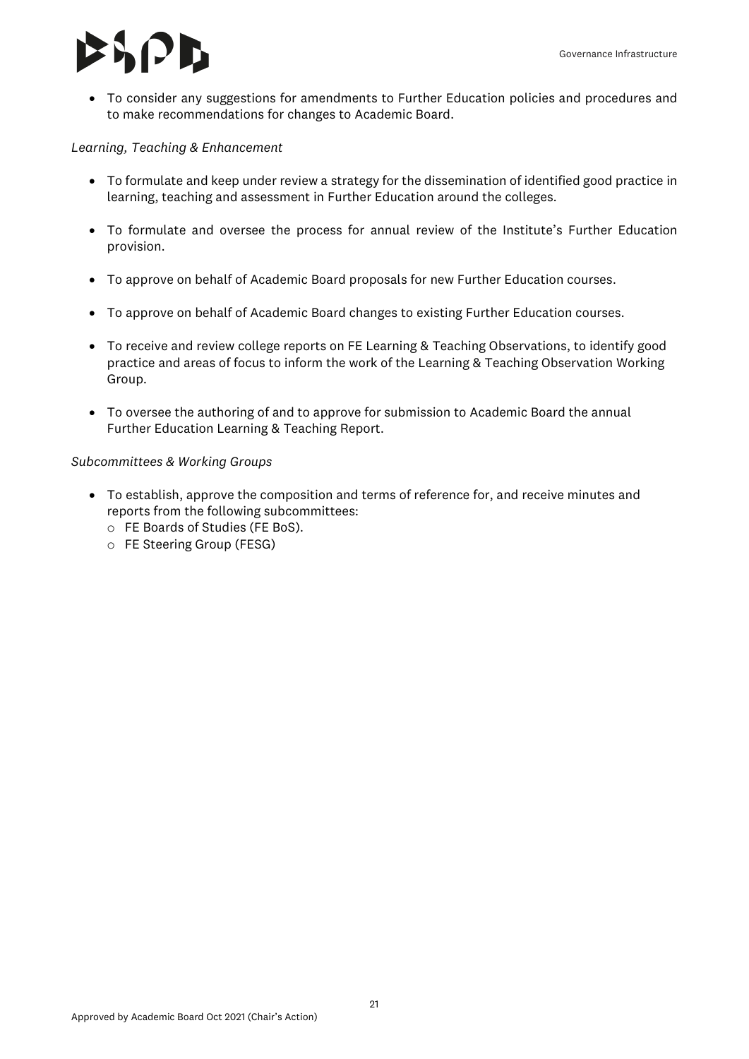- To consider any suggestions for amendments to Further Education policies and procedures and to make recommendations for changes to Academic Board.

*Learning, Teaching & Enhancement*

- To formulate and keep under review a strategy for the dissemination of identified good practice in learning, teaching and assessment in Further Education around the colleges.
- To formulate and oversee the process for annual review of the Institute's Further Education provision.
- To approve on behalf of Academic Board proposals for new Further Education courses.
- To approve on behalf of Academic Board changes to existing Further Education courses.
- To receive and review college reports on FE Learning & Teaching Observations, to identify good practice and areas of focus to inform the work of the Learning & Teaching Observation Working Group.
- To oversee the authoring of and to approve for submission to Academic Board the annual Further Education Learning & Teaching Report.

*Subcommittees & Working Groups*

- To establish, approve the composition and terms of reference for, and receive minutes and reports from the following subcommittees:
  - FE Boards of Studies (FE BoS).
  - FE Steering Group (FESG)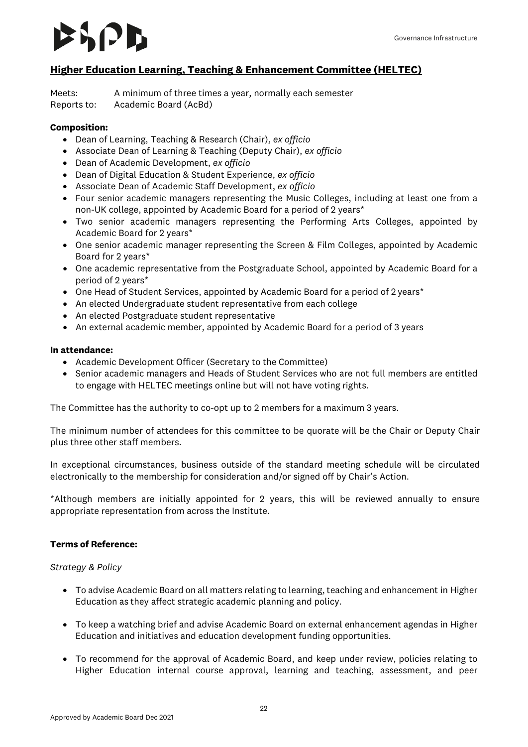## Higher Education Learning, Teaching & Enhancement Committee (HELTEC)

Meets: A minimum of three times a year, normally each semester
Reports to: Academic Board (AcBd)

**Composition:**

- Dean of Learning, Teaching & Research (Chair), *ex officio*
- Associate Dean of Learning & Teaching (Deputy Chair), *ex officio*
- Dean of Academic Development, *ex officio*
- Dean of Digital Education & Student Experience, *ex officio*
- Associate Dean of Academic Staff Development, *ex officio*
- Four senior academic managers representing the Music Colleges, including at least one from a non-UK college, appointed by Academic Board for a period of 2 years*
- Two senior academic managers representing the Performing Arts Colleges, appointed by Academic Board for 2 years*
- One senior academic manager representing the Screen & Film Colleges, appointed by Academic Board for 2 years*
- One academic representative from the Postgraduate School, appointed by Academic Board for a period of 2 years*
- One Head of Student Services, appointed by Academic Board for a period of 2 years*
- An elected Undergraduate student representative from each college
- An elected Postgraduate student representative
- An external academic member, appointed by Academic Board for a period of 3 years

**In attendance:**

- Academic Development Officer (Secretary to the Committee)
- Senior academic managers and Heads of Student Services who are not full members are entitled to engage with HELTEC meetings online but will not have voting rights.

The Committee has the authority to co-opt up to 2 members for a maximum 3 years.

The minimum number of attendees for this committee to be quorate will be the Chair or Deputy Chair plus three other staff members.

In exceptional circumstances, business outside of the standard meeting schedule will be circulated electronically to the membership for consideration and/or signed off by Chair's Action.

*Although members are initially appointed for 2 years, this will be reviewed annually to ensure appropriate representation from across the Institute.

**Terms of Reference:**

*Strategy & Policy*

- To advise Academic Board on all matters relating to learning, teaching and enhancement in Higher Education as they affect strategic academic planning and policy.
- To keep a watching brief and advise Academic Board on external enhancement agendas in Higher Education and initiatives and education development funding opportunities.
- To recommend for the approval of Academic Board, and keep under review, policies relating to Higher Education internal course approval, learning and teaching, assessment, and peer

Approved by Academic Board Dec 2021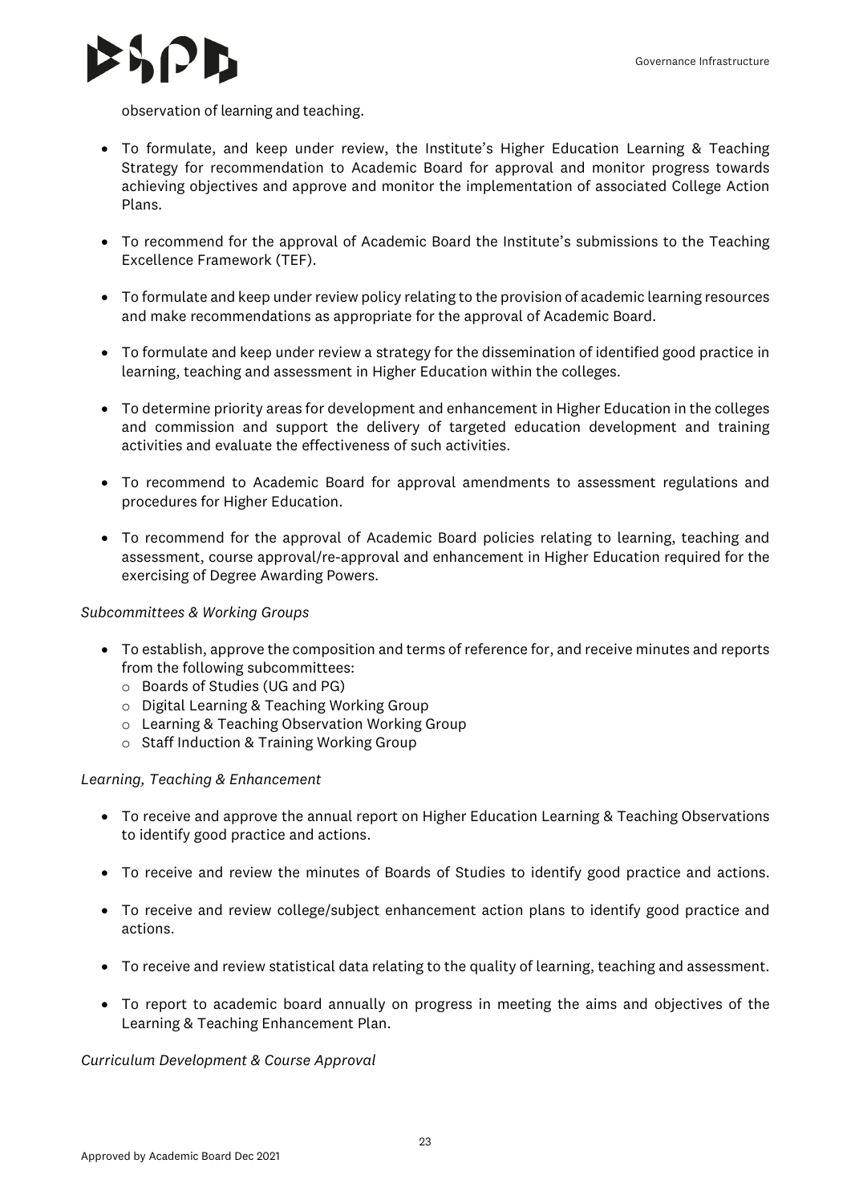observation of learning and teaching.

- To formulate, and keep under review, the Institute's Higher Education Learning & Teaching Strategy for recommendation to Academic Board for approval and monitor progress towards achieving objectives and approve and monitor the implementation of associated College Action Plans.
- To recommend for the approval of Academic Board the Institute's submissions to the Teaching Excellence Framework (TEF).
- To formulate and keep under review policy relating to the provision of academic learning resources and make recommendations as appropriate for the approval of Academic Board.
- To formulate and keep under review a strategy for the dissemination of identified good practice in learning, teaching and assessment in Higher Education within the colleges.
- To determine priority areas for development and enhancement in Higher Education in the colleges and commission and support the delivery of targeted education development and training activities and evaluate the effectiveness of such activities.
- To recommend to Academic Board for approval amendments to assessment regulations and procedures for Higher Education.
- To recommend for the approval of Academic Board policies relating to learning, teaching and assessment, course approval/re-approval and enhancement in Higher Education required for the exercising of Degree Awarding Powers.

*Subcommittees & Working Groups*

- To establish, approve the composition and terms of reference for, and receive minutes and reports from the following subcommittees:
  - Boards of Studies (UG and PG)
  - Digital Learning & Teaching Working Group
  - Learning & Teaching Observation Working Group
  - Staff Induction & Training Working Group

*Learning, Teaching & Enhancement*

- To receive and approve the annual report on Higher Education Learning & Teaching Observations to identify good practice and actions.
- To receive and review the minutes of Boards of Studies to identify good practice and actions.
- To receive and review college/subject enhancement action plans to identify good practice and actions.
- To receive and review statistical data relating to the quality of learning, teaching and assessment.
- To report to academic board annually on progress in meeting the aims and objectives of the Learning & Teaching Enhancement Plan.

*Curriculum Development & Course Approval*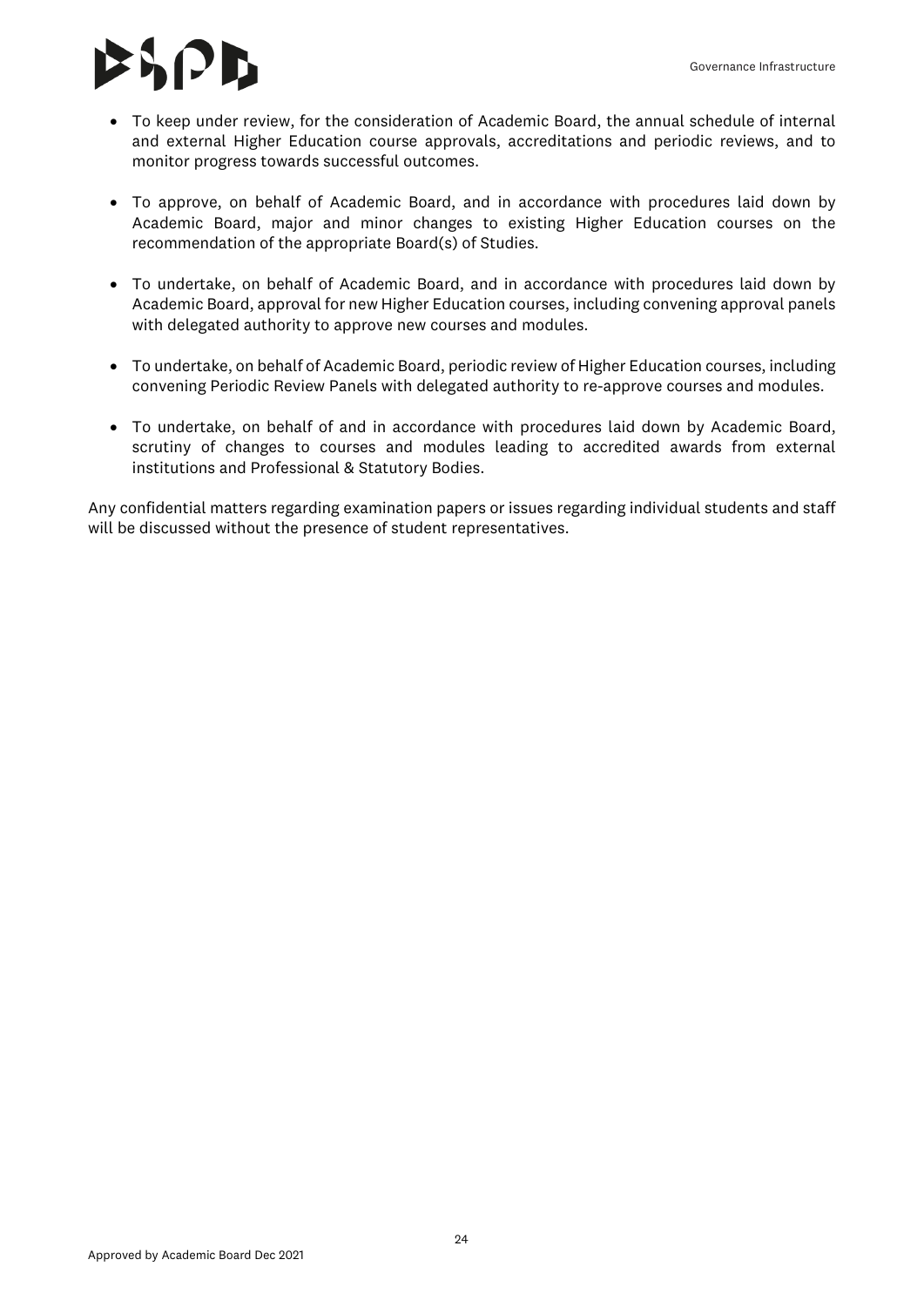- To keep under review, for the consideration of Academic Board, the annual schedule of internal and external Higher Education course approvals, accreditations and periodic reviews, and to monitor progress towards successful outcomes.
- To approve, on behalf of Academic Board, and in accordance with procedures laid down by Academic Board, major and minor changes to existing Higher Education courses on the recommendation of the appropriate Board(s) of Studies.
- To undertake, on behalf of Academic Board, and in accordance with procedures laid down by Academic Board, approval for new Higher Education courses, including convening approval panels with delegated authority to approve new courses and modules.
- To undertake, on behalf of Academic Board, periodic review of Higher Education courses, including convening Periodic Review Panels with delegated authority to re-approve courses and modules.
- To undertake, on behalf of and in accordance with procedures laid down by Academic Board, scrutiny of changes to courses and modules leading to accredited awards from external institutions and Professional & Statutory Bodies.

Any confidential matters regarding examination papers or issues regarding individual students and staff will be discussed without the presence of student representatives.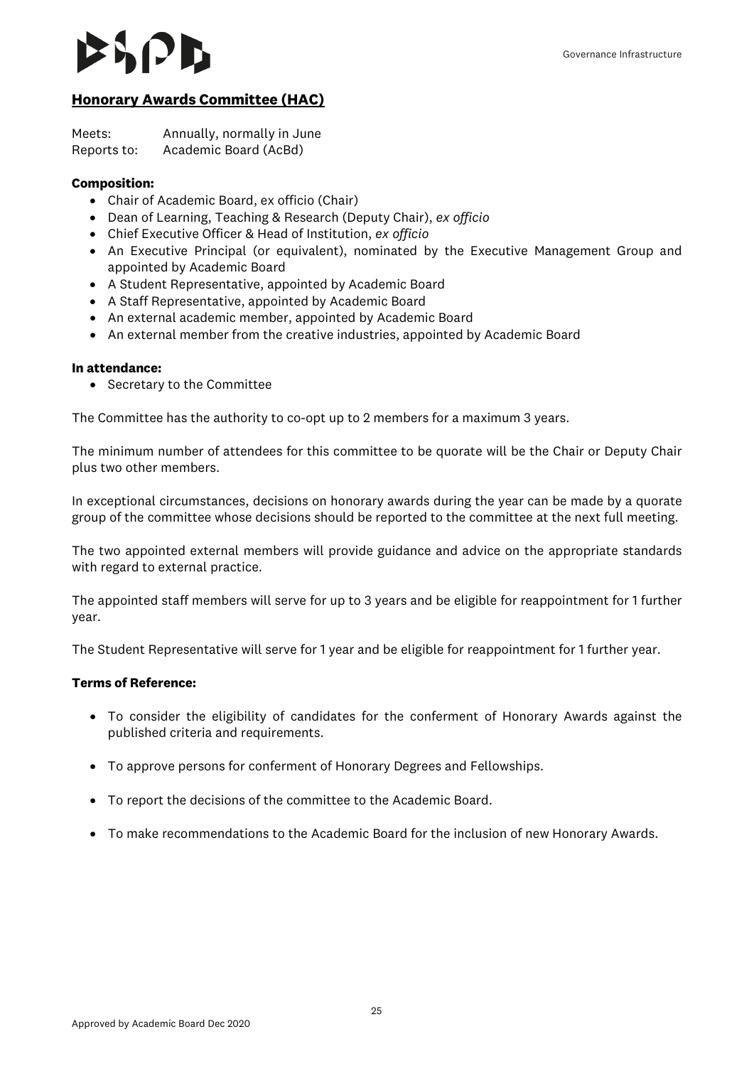## Honorary Awards Committee (HAC)

Meets: Annually, normally in June
Reports to: Academic Board (AcBd)

**Composition:**

- Chair of Academic Board, ex officio (Chair)
- Dean of Learning, Teaching & Research (Deputy Chair), *ex officio*
- Chief Executive Officer & Head of Institution, *ex officio*
- An Executive Principal (or equivalent), nominated by the Executive Management Group and appointed by Academic Board
- A Student Representative, appointed by Academic Board
- A Staff Representative, appointed by Academic Board
- An external academic member, appointed by Academic Board
- An external member from the creative industries, appointed by Academic Board

**In attendance:**

- Secretary to the Committee

The Committee has the authority to co-opt up to 2 members for a maximum 3 years.

The minimum number of attendees for this committee to be quorate will be the Chair or Deputy Chair plus two other members.

In exceptional circumstances, decisions on honorary awards during the year can be made by a quorate group of the committee whose decisions should be reported to the committee at the next full meeting.

The two appointed external members will provide guidance and advice on the appropriate standards with regard to external practice.

The appointed staff members will serve for up to 3 years and be eligible for reappointment for 1 further year.

The Student Representative will serve for 1 year and be eligible for reappointment for 1 further year.

**Terms of Reference:**

- To consider the eligibility of candidates for the conferment of Honorary Awards against the published criteria and requirements.
- To approve persons for conferment of Honorary Degrees and Fellowships.
- To report the decisions of the committee to the Academic Board.
- To make recommendations to the Academic Board for the inclusion of new Honorary Awards.

Approved by Academic Board Dec 2020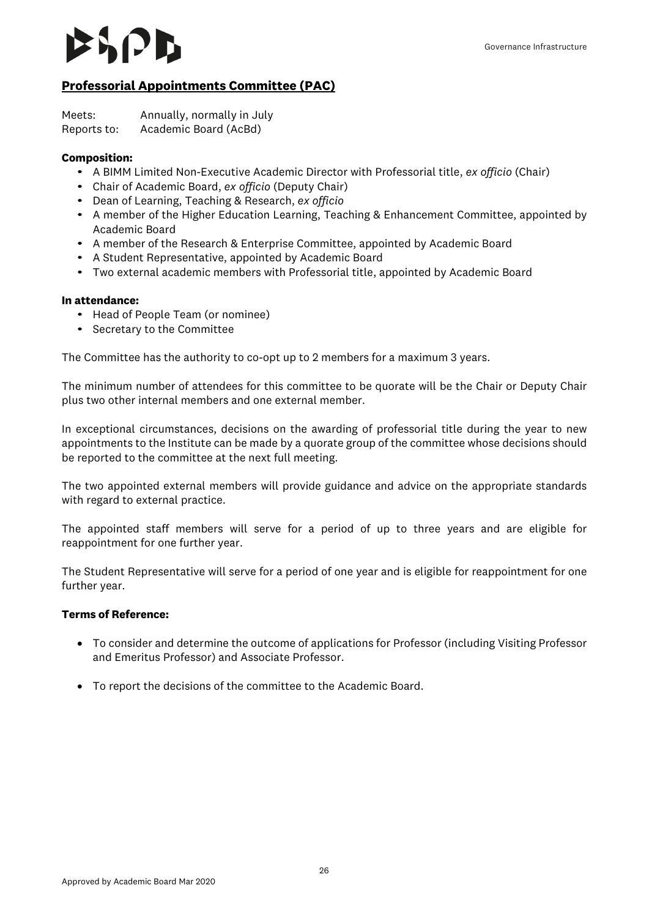## Professorial Appointments Committee (PAC)

Meets: Annually, normally in July
Reports to: Academic Board (AcBd)

**Composition:**

- A BIMM Limited Non-Executive Academic Director with Professorial title, *ex officio* (Chair)
- Chair of Academic Board, *ex officio* (Deputy Chair)
- Dean of Learning, Teaching & Research, *ex officio*
- A member of the Higher Education Learning, Teaching & Enhancement Committee, appointed by Academic Board
- A member of the Research & Enterprise Committee, appointed by Academic Board
- A Student Representative, appointed by Academic Board
- Two external academic members with Professorial title, appointed by Academic Board

**In attendance:**

- Head of People Team (or nominee)
- Secretary to the Committee

The Committee has the authority to co-opt up to 2 members for a maximum 3 years.

The minimum number of attendees for this committee to be quorate will be the Chair or Deputy Chair plus two other internal members and one external member.

In exceptional circumstances, decisions on the awarding of professorial title during the year to new appointments to the Institute can be made by a quorate group of the committee whose decisions should be reported to the committee at the next full meeting.

The two appointed external members will provide guidance and advice on the appropriate standards with regard to external practice.

The appointed staff members will serve for a period of up to three years and are eligible for reappointment for one further year.

The Student Representative will serve for a period of one year and is eligible for reappointment for one further year.

**Terms of Reference:**

- To consider and determine the outcome of applications for Professor (including Visiting Professor and Emeritus Professor) and Associate Professor.
- To report the decisions of the committee to the Academic Board.

Approved by Academic Board Mar 2020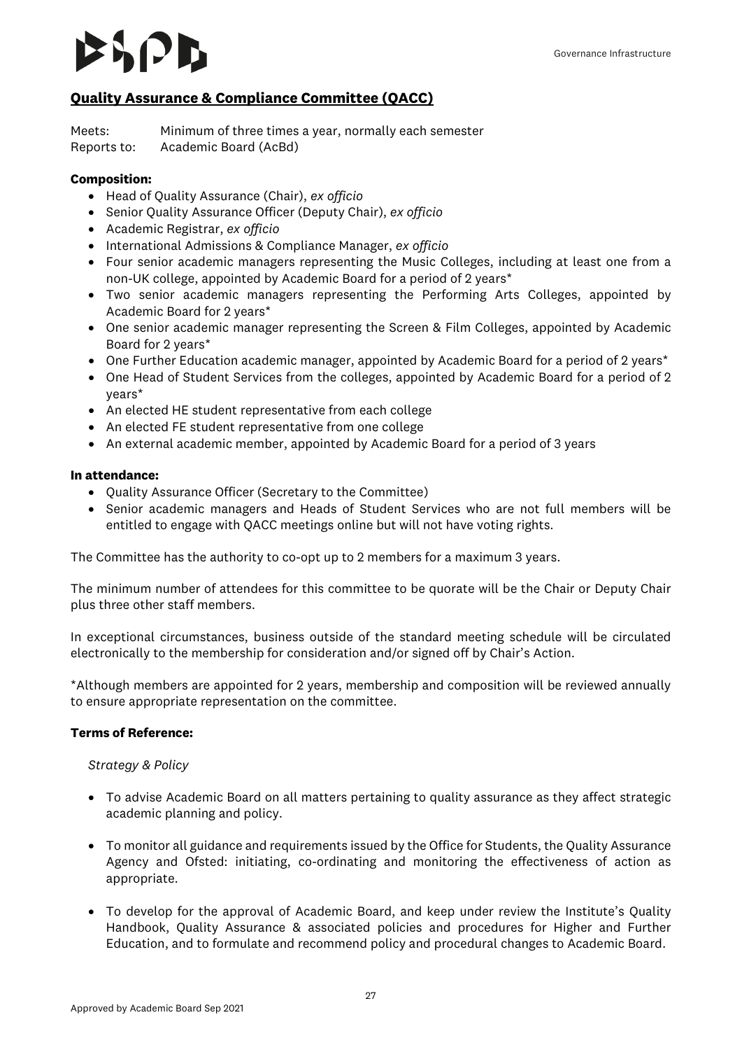## Quality Assurance & Compliance Committee (QACC)

Meets: Minimum of three times a year, normally each semester
Reports to: Academic Board (AcBd)

**Composition:**

- Head of Quality Assurance (Chair), *ex officio*
- Senior Quality Assurance Officer (Deputy Chair), *ex officio*
- Academic Registrar, *ex officio*
- International Admissions & Compliance Manager, *ex officio*
- Four senior academic managers representing the Music Colleges, including at least one from a non-UK college, appointed by Academic Board for a period of 2 years*
- Two senior academic managers representing the Performing Arts Colleges, appointed by Academic Board for 2 years*
- One senior academic manager representing the Screen & Film Colleges, appointed by Academic Board for 2 years*
- One Further Education academic manager, appointed by Academic Board for a period of 2 years*
- One Head of Student Services from the colleges, appointed by Academic Board for a period of 2 years*
- An elected HE student representative from each college
- An elected FE student representative from one college
- An external academic member, appointed by Academic Board for a period of 3 years

**In attendance:**

- Quality Assurance Officer (Secretary to the Committee)
- Senior academic managers and Heads of Student Services who are not full members will be entitled to engage with QACC meetings online but will not have voting rights.

The Committee has the authority to co-opt up to 2 members for a maximum 3 years.

The minimum number of attendees for this committee to be quorate will be the Chair or Deputy Chair plus three other staff members.

In exceptional circumstances, business outside of the standard meeting schedule will be circulated electronically to the membership for consideration and/or signed off by Chair's Action.

*Although members are appointed for 2 years, membership and composition will be reviewed annually to ensure appropriate representation on the committee.

**Terms of Reference:**

*Strategy & Policy*

- To advise Academic Board on all matters pertaining to quality assurance as they affect strategic academic planning and policy.
- To monitor all guidance and requirements issued by the Office for Students, the Quality Assurance Agency and Ofsted: initiating, co-ordinating and monitoring the effectiveness of action as appropriate.
- To develop for the approval of Academic Board, and keep under review the Institute's Quality Handbook, Quality Assurance & associated policies and procedures for Higher and Further Education, and to formulate and recommend policy and procedural changes to Academic Board.

Approved by Academic Board Sep 2021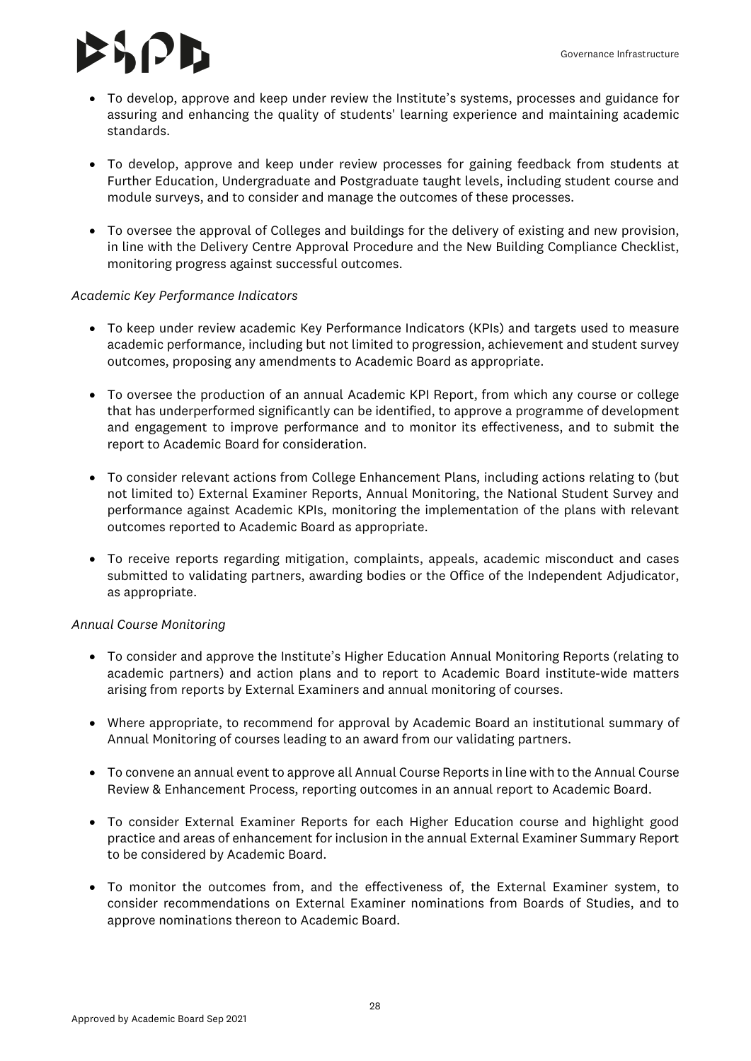- To develop, approve and keep under review the Institute's systems, processes and guidance for assuring and enhancing the quality of students' learning experience and maintaining academic standards.

- To develop, approve and keep under review processes for gaining feedback from students at Further Education, Undergraduate and Postgraduate taught levels, including student course and module surveys, and to consider and manage the outcomes of these processes.

- To oversee the approval of Colleges and buildings for the delivery of existing and new provision, in line with the Delivery Centre Approval Procedure and the New Building Compliance Checklist, monitoring progress against successful outcomes.

*Academic Key Performance Indicators*

- To keep under review academic Key Performance Indicators (KPIs) and targets used to measure academic performance, including but not limited to progression, achievement and student survey outcomes, proposing any amendments to Academic Board as appropriate.

- To oversee the production of an annual Academic KPI Report, from which any course or college that has underperformed significantly can be identified, to approve a programme of development and engagement to improve performance and to monitor its effectiveness, and to submit the report to Academic Board for consideration.

- To consider relevant actions from College Enhancement Plans, including actions relating to (but not limited to) External Examiner Reports, Annual Monitoring, the National Student Survey and performance against Academic KPIs, monitoring the implementation of the plans with relevant outcomes reported to Academic Board as appropriate.

- To receive reports regarding mitigation, complaints, appeals, academic misconduct and cases submitted to validating partners, awarding bodies or the Office of the Independent Adjudicator, as appropriate.

*Annual Course Monitoring*

- To consider and approve the Institute's Higher Education Annual Monitoring Reports (relating to academic partners) and action plans and to report to Academic Board institute-wide matters arising from reports by External Examiners and annual monitoring of courses.

- Where appropriate, to recommend for approval by Academic Board an institutional summary of Annual Monitoring of courses leading to an award from our validating partners.

- To convene an annual event to approve all Annual Course Reports in line with to the Annual Course Review & Enhancement Process, reporting outcomes in an annual report to Academic Board.

- To consider External Examiner Reports for each Higher Education course and highlight good practice and areas of enhancement for inclusion in the annual External Examiner Summary Report to be considered by Academic Board.

- To monitor the outcomes from, and the effectiveness of, the External Examiner system, to consider recommendations on External Examiner nominations from Boards of Studies, and to approve nominations thereon to Academic Board.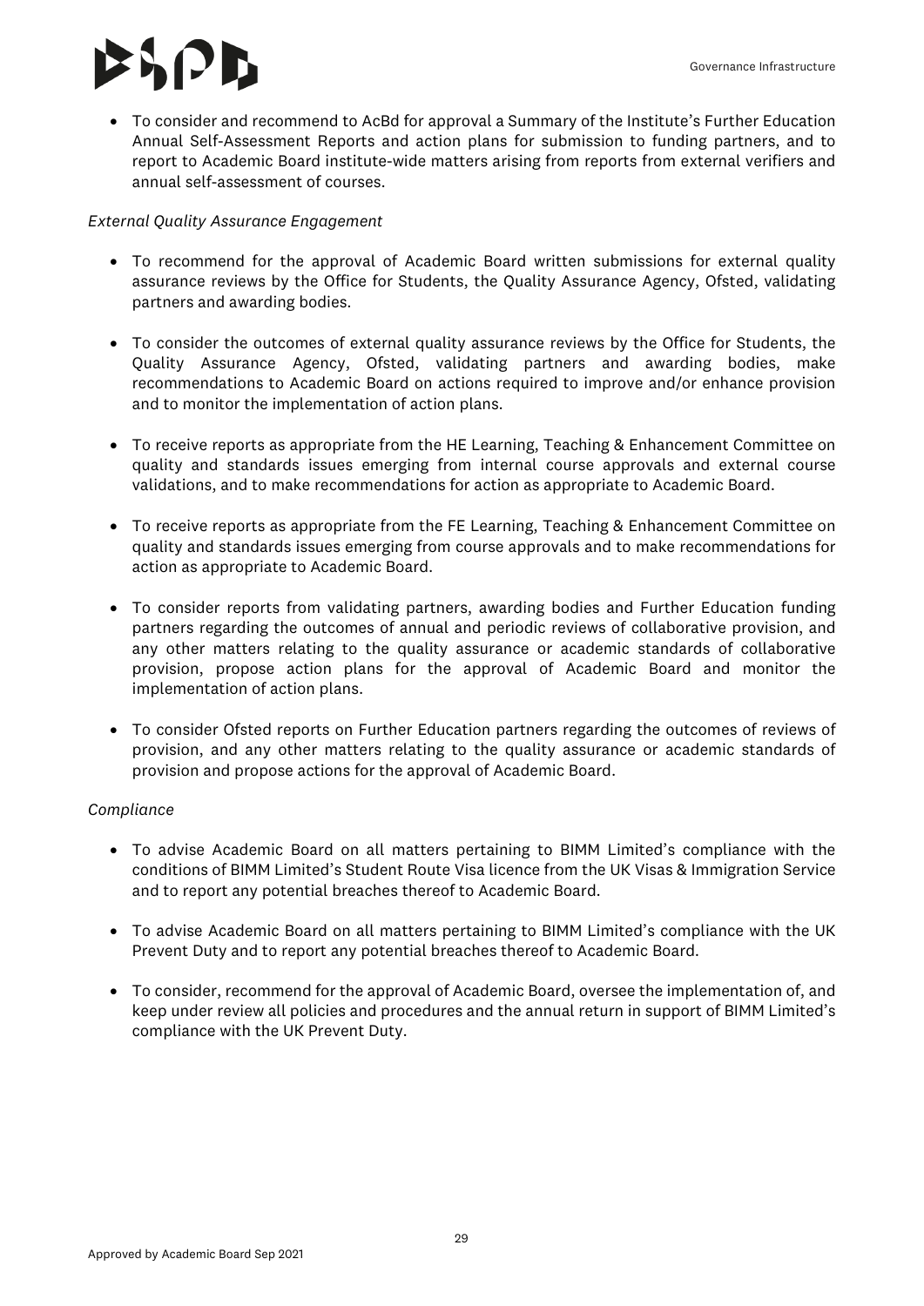- To consider and recommend to AcBd for approval a Summary of the Institute's Further Education Annual Self-Assessment Reports and action plans for submission to funding partners, and to report to Academic Board institute-wide matters arising from reports from external verifiers and annual self-assessment of courses.

*External Quality Assurance Engagement*

- To recommend for the approval of Academic Board written submissions for external quality assurance reviews by the Office for Students, the Quality Assurance Agency, Ofsted, validating partners and awarding bodies.

- To consider the outcomes of external quality assurance reviews by the Office for Students, the Quality Assurance Agency, Ofsted, validating partners and awarding bodies, make recommendations to Academic Board on actions required to improve and/or enhance provision and to monitor the implementation of action plans.

- To receive reports as appropriate from the HE Learning, Teaching & Enhancement Committee on quality and standards issues emerging from internal course approvals and external course validations, and to make recommendations for action as appropriate to Academic Board.

- To receive reports as appropriate from the FE Learning, Teaching & Enhancement Committee on quality and standards issues emerging from course approvals and to make recommendations for action as appropriate to Academic Board.

- To consider reports from validating partners, awarding bodies and Further Education funding partners regarding the outcomes of annual and periodic reviews of collaborative provision, and any other matters relating to the quality assurance or academic standards of collaborative provision, propose action plans for the approval of Academic Board and monitor the implementation of action plans.

- To consider Ofsted reports on Further Education partners regarding the outcomes of reviews of provision, and any other matters relating to the quality assurance or academic standards of provision and propose actions for the approval of Academic Board.

*Compliance*

- To advise Academic Board on all matters pertaining to BIMM Limited's compliance with the conditions of BIMM Limited's Student Route Visa licence from the UK Visas & Immigration Service and to report any potential breaches thereof to Academic Board.

- To advise Academic Board on all matters pertaining to BIMM Limited's compliance with the UK Prevent Duty and to report any potential breaches thereof to Academic Board.

- To consider, recommend for the approval of Academic Board, oversee the implementation of, and keep under review all policies and procedures and the annual return in support of BIMM Limited's compliance with the UK Prevent Duty.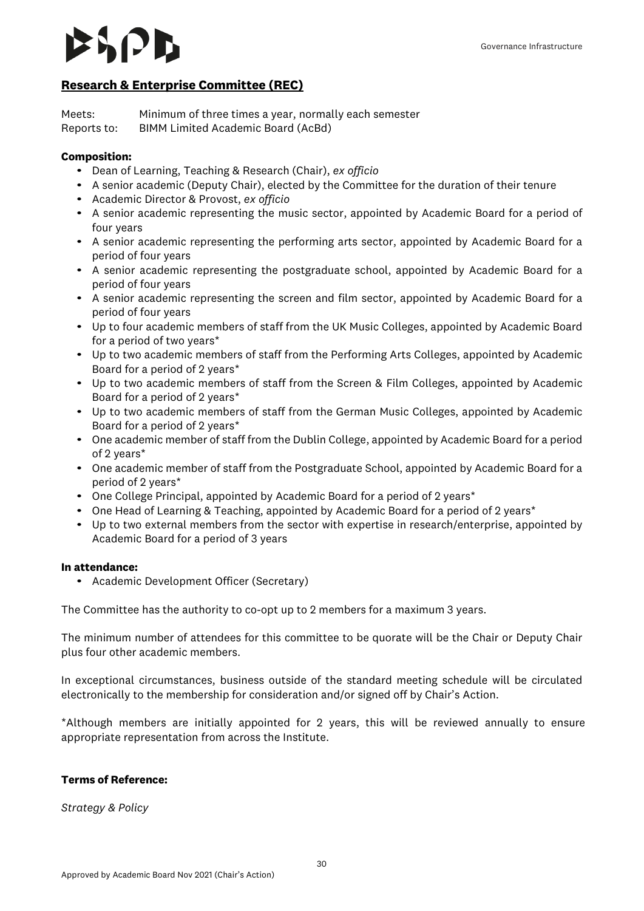## Research & Enterprise Committee (REC)

Meets: Minimum of three times a year, normally each semester
Reports to: BIMM Limited Academic Board (AcBd)

**Composition:**

- Dean of Learning, Teaching & Research (Chair), *ex officio*
- A senior academic (Deputy Chair), elected by the Committee for the duration of their tenure
- Academic Director & Provost, *ex officio*
- A senior academic representing the music sector, appointed by Academic Board for a period of four years
- A senior academic representing the performing arts sector, appointed by Academic Board for a period of four years
- A senior academic representing the postgraduate school, appointed by Academic Board for a period of four years
- A senior academic representing the screen and film sector, appointed by Academic Board for a period of four years
- Up to four academic members of staff from the UK Music Colleges, appointed by Academic Board for a period of two years*
- Up to two academic members of staff from the Performing Arts Colleges, appointed by Academic Board for a period of 2 years*
- Up to two academic members of staff from the Screen & Film Colleges, appointed by Academic Board for a period of 2 years*
- Up to two academic members of staff from the German Music Colleges, appointed by Academic Board for a period of 2 years*
- One academic member of staff from the Dublin College, appointed by Academic Board for a period of 2 years*
- One academic member of staff from the Postgraduate School, appointed by Academic Board for a period of 2 years*
- One College Principal, appointed by Academic Board for a period of 2 years*
- One Head of Learning & Teaching, appointed by Academic Board for a period of 2 years*
- Up to two external members from the sector with expertise in research/enterprise, appointed by Academic Board for a period of 3 years

**In attendance:**

- Academic Development Officer (Secretary)

The Committee has the authority to co-opt up to 2 members for a maximum 3 years.

The minimum number of attendees for this committee to be quorate will be the Chair or Deputy Chair plus four other academic members.

In exceptional circumstances, business outside of the standard meeting schedule will be circulated electronically to the membership for consideration and/or signed off by Chair's Action.

*Although members are initially appointed for 2 years, this will be reviewed annually to ensure appropriate representation from across the Institute.

**Terms of Reference:**

*Strategy & Policy*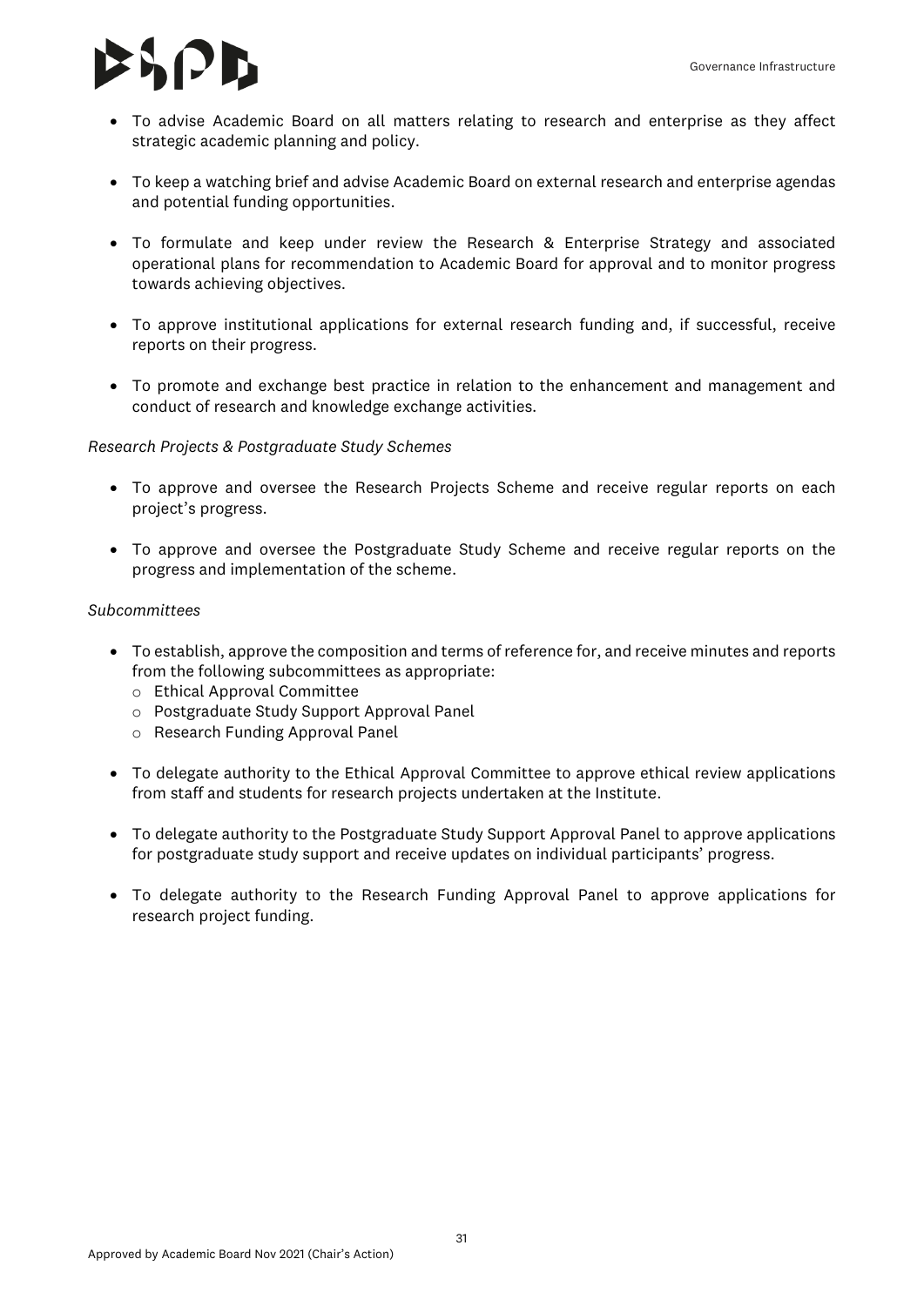- To advise Academic Board on all matters relating to research and enterprise as they affect strategic academic planning and policy.

- To keep a watching brief and advise Academic Board on external research and enterprise agendas and potential funding opportunities.

- To formulate and keep under review the Research & Enterprise Strategy and associated operational plans for recommendation to Academic Board for approval and to monitor progress towards achieving objectives.

- To approve institutional applications for external research funding and, if successful, receive reports on their progress.

- To promote and exchange best practice in relation to the enhancement and management and conduct of research and knowledge exchange activities.

*Research Projects & Postgraduate Study Schemes*

- To approve and oversee the Research Projects Scheme and receive regular reports on each project's progress.

- To approve and oversee the Postgraduate Study Scheme and receive regular reports on the progress and implementation of the scheme.

*Subcommittees*

- To establish, approve the composition and terms of reference for, and receive minutes and reports from the following subcommittees as appropriate:
  - Ethical Approval Committee
  - Postgraduate Study Support Approval Panel
  - Research Funding Approval Panel

- To delegate authority to the Ethical Approval Committee to approve ethical review applications from staff and students for research projects undertaken at the Institute.

- To delegate authority to the Postgraduate Study Support Approval Panel to approve applications for postgraduate study support and receive updates on individual participants' progress.

- To delegate authority to the Research Funding Approval Panel to approve applications for research project funding.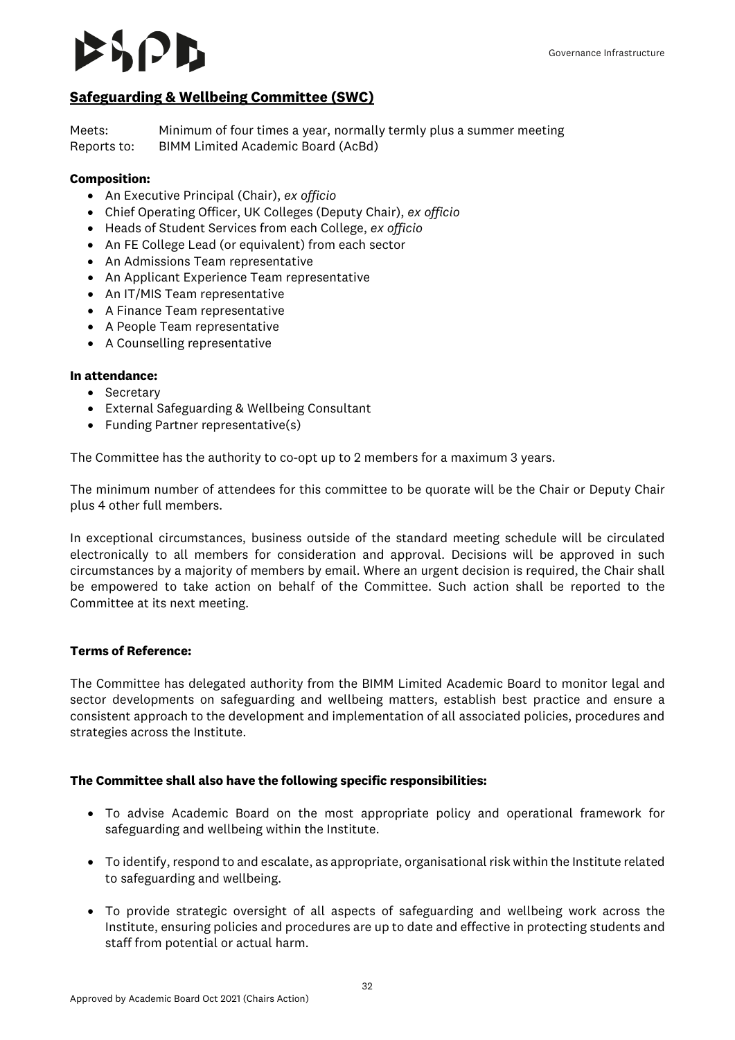## Safeguarding & Wellbeing Committee (SWC)

Meets: Minimum of four times a year, normally termly plus a summer meeting
Reports to: BIMM Limited Academic Board (AcBd)

**Composition:**

- An Executive Principal (Chair), *ex officio*
- Chief Operating Officer, UK Colleges (Deputy Chair), *ex officio*
- Heads of Student Services from each College, *ex officio*
- An FE College Lead (or equivalent) from each sector
- An Admissions Team representative
- An Applicant Experience Team representative
- An IT/MIS Team representative
- A Finance Team representative
- A People Team representative
- A Counselling representative

**In attendance:**

- Secretary
- External Safeguarding & Wellbeing Consultant
- Funding Partner representative(s)

The Committee has the authority to co-opt up to 2 members for a maximum 3 years.

The minimum number of attendees for this committee to be quorate will be the Chair or Deputy Chair plus 4 other full members.

In exceptional circumstances, business outside of the standard meeting schedule will be circulated electronically to all members for consideration and approval. Decisions will be approved in such circumstances by a majority of members by email. Where an urgent decision is required, the Chair shall be empowered to take action on behalf of the Committee. Such action shall be reported to the Committee at its next meeting.

**Terms of Reference:**

The Committee has delegated authority from the BIMM Limited Academic Board to monitor legal and sector developments on safeguarding and wellbeing matters, establish best practice and ensure a consistent approach to the development and implementation of all associated policies, procedures and strategies across the Institute.

**The Committee shall also have the following specific responsibilities:**

- To advise Academic Board on the most appropriate policy and operational framework for safeguarding and wellbeing within the Institute.
- To identify, respond to and escalate, as appropriate, organisational risk within the Institute related to safeguarding and wellbeing.
- To provide strategic oversight of all aspects of safeguarding and wellbeing work across the Institute, ensuring policies and procedures are up to date and effective in protecting students and staff from potential or actual harm.

Approved by Academic Board Oct 2021 (Chairs Action)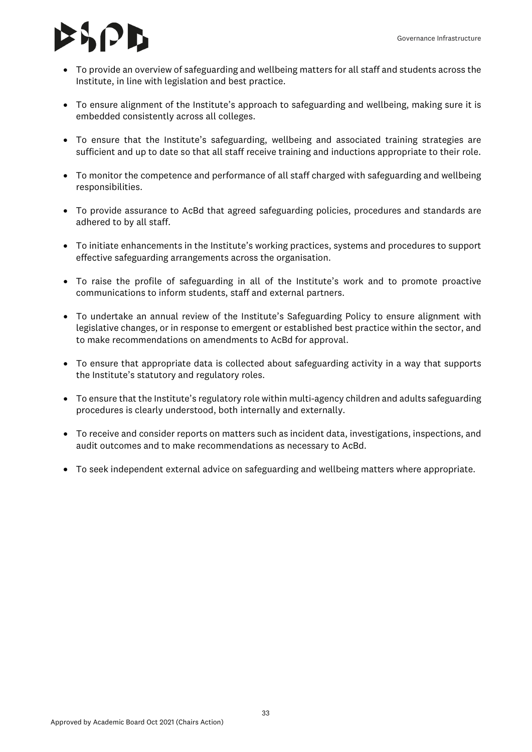- To provide an overview of safeguarding and wellbeing matters for all staff and students across the Institute, in line with legislation and best practice.

- To ensure alignment of the Institute's approach to safeguarding and wellbeing, making sure it is embedded consistently across all colleges.

- To ensure that the Institute's safeguarding, wellbeing and associated training strategies are sufficient and up to date so that all staff receive training and inductions appropriate to their role.

- To monitor the competence and performance of all staff charged with safeguarding and wellbeing responsibilities.

- To provide assurance to AcBd that agreed safeguarding policies, procedures and standards are adhered to by all staff.

- To initiate enhancements in the Institute's working practices, systems and procedures to support effective safeguarding arrangements across the organisation.

- To raise the profile of safeguarding in all of the Institute's work and to promote proactive communications to inform students, staff and external partners.

- To undertake an annual review of the Institute's Safeguarding Policy to ensure alignment with legislative changes, or in response to emergent or established best practice within the sector, and to make recommendations on amendments to AcBd for approval.

- To ensure that appropriate data is collected about safeguarding activity in a way that supports the Institute's statutory and regulatory roles.

- To ensure that the Institute's regulatory role within multi-agency children and adults safeguarding procedures is clearly understood, both internally and externally.

- To receive and consider reports on matters such as incident data, investigations, inspections, and audit outcomes and to make recommendations as necessary to AcBd.

- To seek independent external advice on safeguarding and wellbeing matters where appropriate.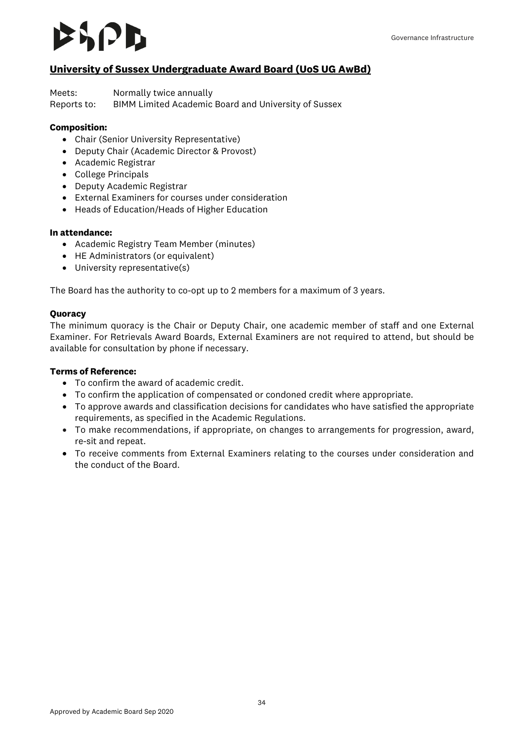## University of Sussex Undergraduate Award Board (UoS UG AwBd)

Meets: Normally twice annually
Reports to: BIMM Limited Academic Board and University of Sussex

**Composition:**

- Chair (Senior University Representative)
- Deputy Chair (Academic Director & Provost)
- Academic Registrar
- College Principals
- Deputy Academic Registrar
- External Examiners for courses under consideration
- Heads of Education/Heads of Higher Education

**In attendance:**

- Academic Registry Team Member (minutes)
- HE Administrators (or equivalent)
- University representative(s)

The Board has the authority to co-opt up to 2 members for a maximum of 3 years.

**Quoracy**

The minimum quoracy is the Chair or Deputy Chair, one academic member of staff and one External Examiner. For Retrievals Award Boards, External Examiners are not required to attend, but should be available for consultation by phone if necessary.

**Terms of Reference:**

- To confirm the award of academic credit.
- To confirm the application of compensated or condoned credit where appropriate.
- To approve awards and classification decisions for candidates who have satisfied the appropriate requirements, as specified in the Academic Regulations.
- To make recommendations, if appropriate, on changes to arrangements for progression, award, re-sit and repeat.
- To receive comments from External Examiners relating to the courses under consideration and the conduct of the Board.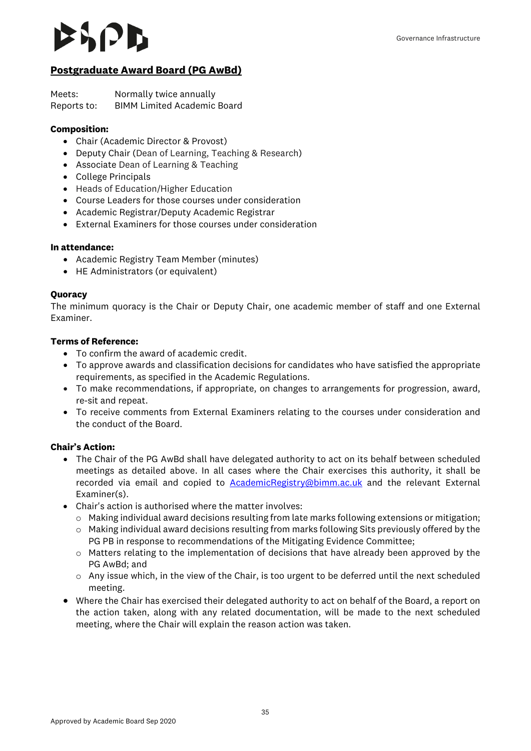## Postgraduate Award Board (PG AwBd)

Meets: Normally twice annually
Reports to: BIMM Limited Academic Board

**Composition:**

- Chair (Academic Director & Provost)
- Deputy Chair (Dean of Learning, Teaching & Research)
- Associate Dean of Learning & Teaching
- College Principals
- Heads of Education/Higher Education
- Course Leaders for those courses under consideration
- Academic Registrar/Deputy Academic Registrar
- External Examiners for those courses under consideration

**In attendance:**

- Academic Registry Team Member (minutes)
- HE Administrators (or equivalent)

**Quoracy**

The minimum quoracy is the Chair or Deputy Chair, one academic member of staff and one External Examiner.

**Terms of Reference:**

- To confirm the award of academic credit.
- To approve awards and classification decisions for candidates who have satisfied the appropriate requirements, as specified in the Academic Regulations.
- To make recommendations, if appropriate, on changes to arrangements for progression, award, re-sit and repeat.
- To receive comments from External Examiners relating to the courses under consideration and the conduct of the Board.

**Chair's Action:**

- The Chair of the PG AwBd shall have delegated authority to act on its behalf between scheduled meetings as detailed above. In all cases where the Chair exercises this authority, it shall be recorded via email and copied to AcademicRegistry@bimm.ac.uk and the relevant External Examiner(s).
- Chair's action is authorised where the matter involves:
  - Making individual award decisions resulting from late marks following extensions or mitigation;
  - Making individual award decisions resulting from marks following Sits previously offered by the PG PB in response to recommendations of the Mitigating Evidence Committee;
  - Matters relating to the implementation of decisions that have already been approved by the PG AwBd; and
  - Any issue which, in the view of the Chair, is too urgent to be deferred until the next scheduled meeting.
- Where the Chair has exercised their delegated authority to act on behalf of the Board, a report on the action taken, along with any related documentation, will be made to the next scheduled meeting, where the Chair will explain the reason action was taken.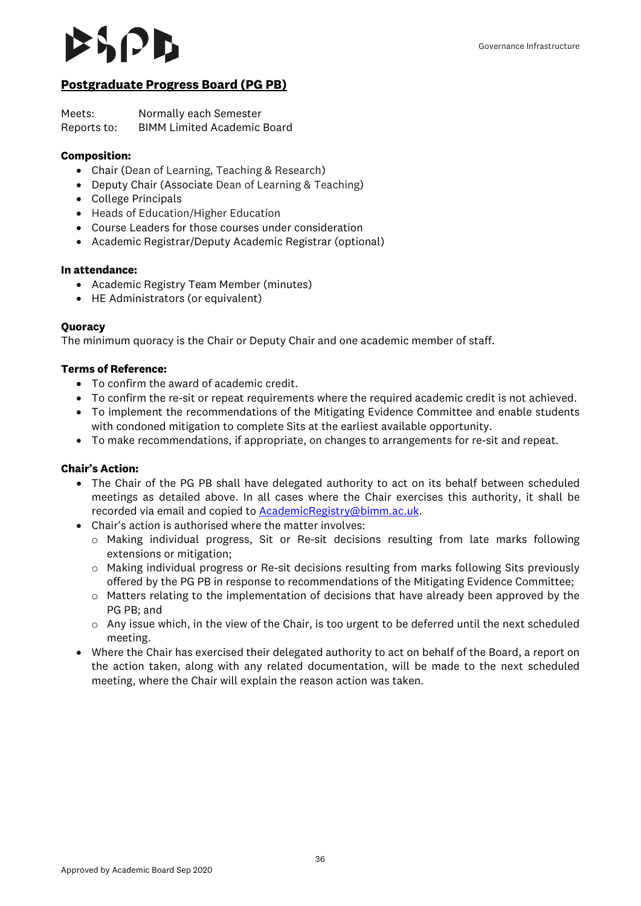## Postgraduate Progress Board (PG PB)

Meets: Normally each Semester
Reports to: BIMM Limited Academic Board

**Composition:**

- Chair (Dean of Learning, Teaching & Research)
- Deputy Chair (Associate Dean of Learning & Teaching)
- College Principals
- Heads of Education/Higher Education
- Course Leaders for those courses under consideration
- Academic Registrar/Deputy Academic Registrar (optional)

**In attendance:**

- Academic Registry Team Member (minutes)
- HE Administrators (or equivalent)

**Quoracy**

The minimum quoracy is the Chair or Deputy Chair and one academic member of staff.

**Terms of Reference:**

- To confirm the award of academic credit.
- To confirm the re-sit or repeat requirements where the required academic credit is not achieved.
- To implement the recommendations of the Mitigating Evidence Committee and enable students with condoned mitigation to complete Sits at the earliest available opportunity.
- To make recommendations, if appropriate, on changes to arrangements for re-sit and repeat.

**Chair's Action:**

- The Chair of the PG PB shall have delegated authority to act on its behalf between scheduled meetings as detailed above. In all cases where the Chair exercises this authority, it shall be recorded via email and copied to AcademicRegistry@bimm.ac.uk.
- Chair's action is authorised where the matter involves:
  - Making individual progress, Sit or Re-sit decisions resulting from late marks following extensions or mitigation;
  - Making individual progress or Re-sit decisions resulting from marks following Sits previously offered by the PG PB in response to recommendations of the Mitigating Evidence Committee;
  - Matters relating to the implementation of decisions that have already been approved by the PG PB; and
  - Any issue which, in the view of the Chair, is too urgent to be deferred until the next scheduled meeting.
- Where the Chair has exercised their delegated authority to act on behalf of the Board, a report on the action taken, along with any related documentation, will be made to the next scheduled meeting, where the Chair will explain the reason action was taken.

Approved by Academic Board Sep 2020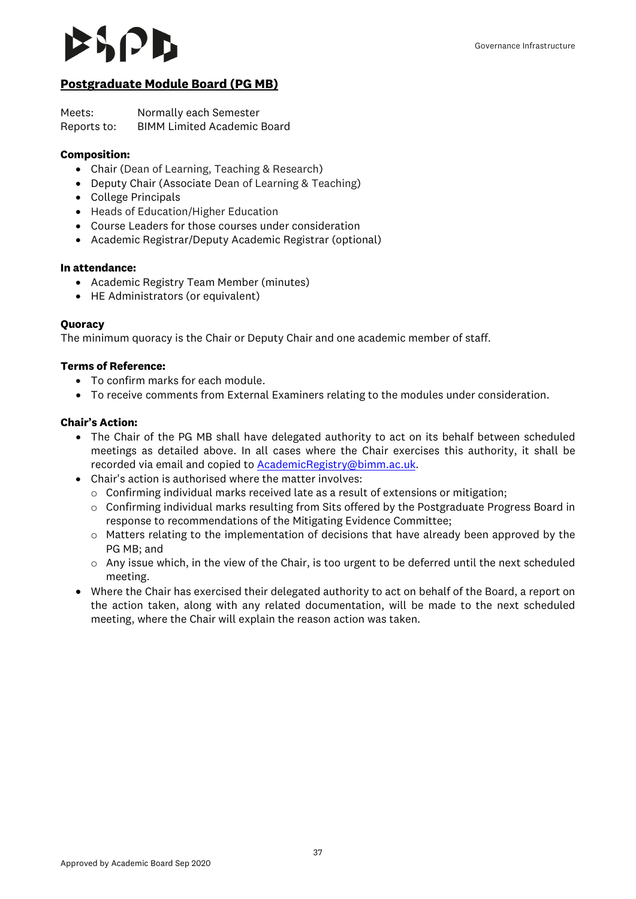## Postgraduate Module Board (PG MB)

Meets: Normally each Semester
Reports to: BIMM Limited Academic Board

**Composition:**

- Chair (Dean of Learning, Teaching & Research)
- Deputy Chair (Associate Dean of Learning & Teaching)
- College Principals
- Heads of Education/Higher Education
- Course Leaders for those courses under consideration
- Academic Registrar/Deputy Academic Registrar (optional)

**In attendance:**

- Academic Registry Team Member (minutes)
- HE Administrators (or equivalent)

**Quoracy**

The minimum quoracy is the Chair or Deputy Chair and one academic member of staff.

**Terms of Reference:**

- To confirm marks for each module.
- To receive comments from External Examiners relating to the modules under consideration.

**Chair's Action:**

- The Chair of the PG MB shall have delegated authority to act on its behalf between scheduled meetings as detailed above. In all cases where the Chair exercises this authority, it shall be recorded via email and copied to AcademicRegistry@bimm.ac.uk.
- Chair's action is authorised where the matter involves:
  - Confirming individual marks received late as a result of extensions or mitigation;
  - Confirming individual marks resulting from Sits offered by the Postgraduate Progress Board in response to recommendations of the Mitigating Evidence Committee;
  - Matters relating to the implementation of decisions that have already been approved by the PG MB; and
  - Any issue which, in the view of the Chair, is too urgent to be deferred until the next scheduled meeting.
- Where the Chair has exercised their delegated authority to act on behalf of the Board, a report on the action taken, along with any related documentation, will be made to the next scheduled meeting, where the Chair will explain the reason action was taken.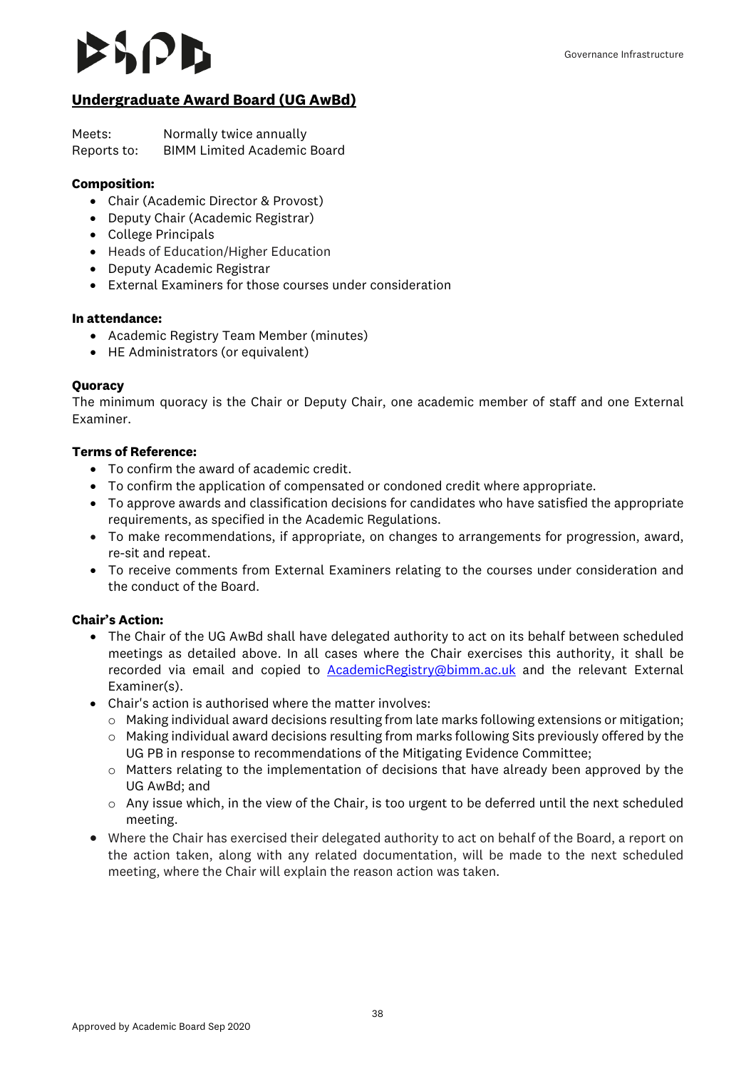## Undergraduate Award Board (UG AwBd)

Meets: Normally twice annually
Reports to: BIMM Limited Academic Board

**Composition:**

- Chair (Academic Director & Provost)
- Deputy Chair (Academic Registrar)
- College Principals
- Heads of Education/Higher Education
- Deputy Academic Registrar
- External Examiners for those courses under consideration

**In attendance:**

- Academic Registry Team Member (minutes)
- HE Administrators (or equivalent)

**Quoracy**

The minimum quoracy is the Chair or Deputy Chair, one academic member of staff and one External Examiner.

**Terms of Reference:**

- To confirm the award of academic credit.
- To confirm the application of compensated or condoned credit where appropriate.
- To approve awards and classification decisions for candidates who have satisfied the appropriate requirements, as specified in the Academic Regulations.
- To make recommendations, if appropriate, on changes to arrangements for progression, award, re-sit and repeat.
- To receive comments from External Examiners relating to the courses under consideration and the conduct of the Board.

**Chair's Action:**

- The Chair of the UG AwBd shall have delegated authority to act on its behalf between scheduled meetings as detailed above. In all cases where the Chair exercises this authority, it shall be recorded via email and copied to AcademicRegistry@bimm.ac.uk and the relevant External Examiner(s).
- Chair's action is authorised where the matter involves:
  - Making individual award decisions resulting from late marks following extensions or mitigation;
  - Making individual award decisions resulting from marks following Sits previously offered by the UG PB in response to recommendations of the Mitigating Evidence Committee;
  - Matters relating to the implementation of decisions that have already been approved by the UG AwBd; and
  - Any issue which, in the view of the Chair, is too urgent to be deferred until the next scheduled meeting.
- Where the Chair has exercised their delegated authority to act on behalf of the Board, a report on the action taken, along with any related documentation, will be made to the next scheduled meeting, where the Chair will explain the reason action was taken.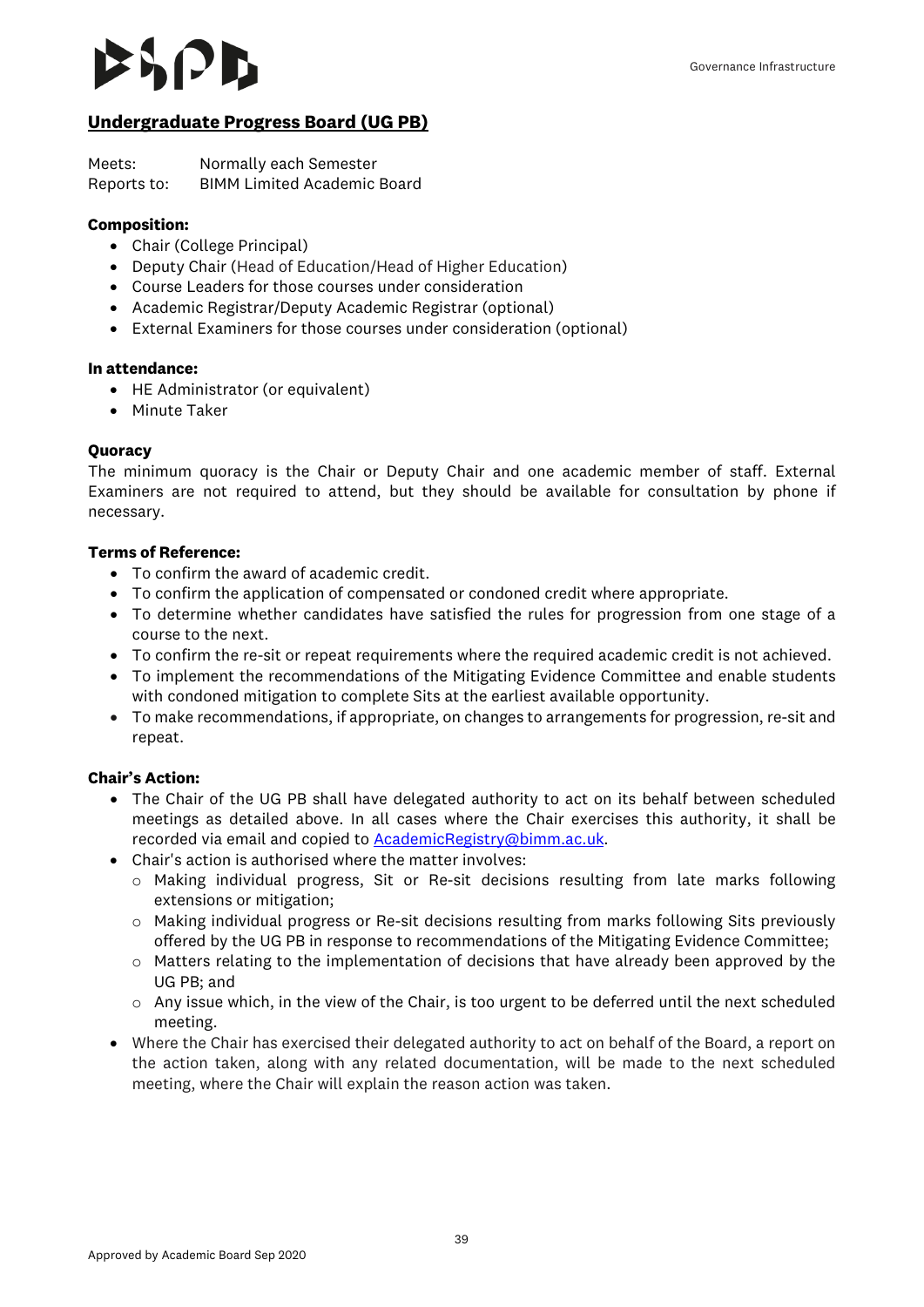## Undergraduate Progress Board (UG PB)

Meets: Normally each Semester
Reports to: BIMM Limited Academic Board

**Composition:**

- Chair (College Principal)
- Deputy Chair (Head of Education/Head of Higher Education)
- Course Leaders for those courses under consideration
- Academic Registrar/Deputy Academic Registrar (optional)
- External Examiners for those courses under consideration (optional)

**In attendance:**

- HE Administrator (or equivalent)
- Minute Taker

**Quoracy**

The minimum quoracy is the Chair or Deputy Chair and one academic member of staff. External Examiners are not required to attend, but they should be available for consultation by phone if necessary.

**Terms of Reference:**

- To confirm the award of academic credit.
- To confirm the application of compensated or condoned credit where appropriate.
- To determine whether candidates have satisfied the rules for progression from one stage of a course to the next.
- To confirm the re-sit or repeat requirements where the required academic credit is not achieved.
- To implement the recommendations of the Mitigating Evidence Committee and enable students with condoned mitigation to complete Sits at the earliest available opportunity.
- To make recommendations, if appropriate, on changes to arrangements for progression, re-sit and repeat.

**Chair's Action:**

- The Chair of the UG PB shall have delegated authority to act on its behalf between scheduled meetings as detailed above. In all cases where the Chair exercises this authority, it shall be recorded via email and copied to AcademicRegistry@bimm.ac.uk.
- Chair's action is authorised where the matter involves:
  - Making individual progress, Sit or Re-sit decisions resulting from late marks following extensions or mitigation;
  - Making individual progress or Re-sit decisions resulting from marks following Sits previously offered by the UG PB in response to recommendations of the Mitigating Evidence Committee;
  - Matters relating to the implementation of decisions that have already been approved by the UG PB; and
  - Any issue which, in the view of the Chair, is too urgent to be deferred until the next scheduled meeting.
- Where the Chair has exercised their delegated authority to act on behalf of the Board, a report on the action taken, along with any related documentation, will be made to the next scheduled meeting, where the Chair will explain the reason action was taken.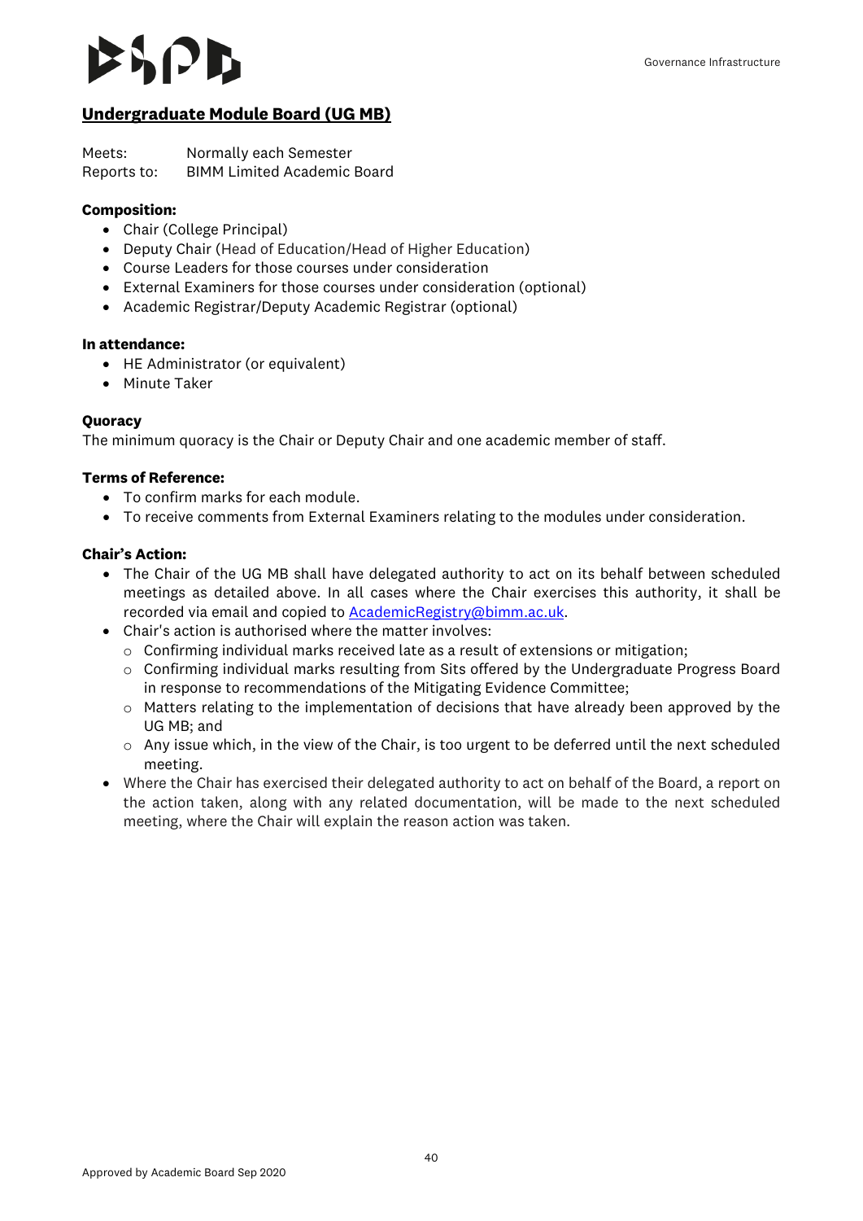## Undergraduate Module Board (UG MB)

Meets: Normally each Semester
Reports to: BIMM Limited Academic Board

**Composition:**

- Chair (College Principal)
- Deputy Chair (Head of Education/Head of Higher Education)
- Course Leaders for those courses under consideration
- External Examiners for those courses under consideration (optional)
- Academic Registrar/Deputy Academic Registrar (optional)

**In attendance:**

- HE Administrator (or equivalent)
- Minute Taker

**Quoracy**

The minimum quoracy is the Chair or Deputy Chair and one academic member of staff.

**Terms of Reference:**

- To confirm marks for each module.
- To receive comments from External Examiners relating to the modules under consideration.

**Chair's Action:**

- The Chair of the UG MB shall have delegated authority to act on its behalf between scheduled meetings as detailed above. In all cases where the Chair exercises this authority, it shall be recorded via email and copied to AcademicRegistry@bimm.ac.uk.
- Chair's action is authorised where the matter involves:
  - Confirming individual marks received late as a result of extensions or mitigation;
  - Confirming individual marks resulting from Sits offered by the Undergraduate Progress Board in response to recommendations of the Mitigating Evidence Committee;
  - Matters relating to the implementation of decisions that have already been approved by the UG MB; and
  - Any issue which, in the view of the Chair, is too urgent to be deferred until the next scheduled meeting.
- Where the Chair has exercised their delegated authority to act on behalf of the Board, a report on the action taken, along with any related documentation, will be made to the next scheduled meeting, where the Chair will explain the reason action was taken.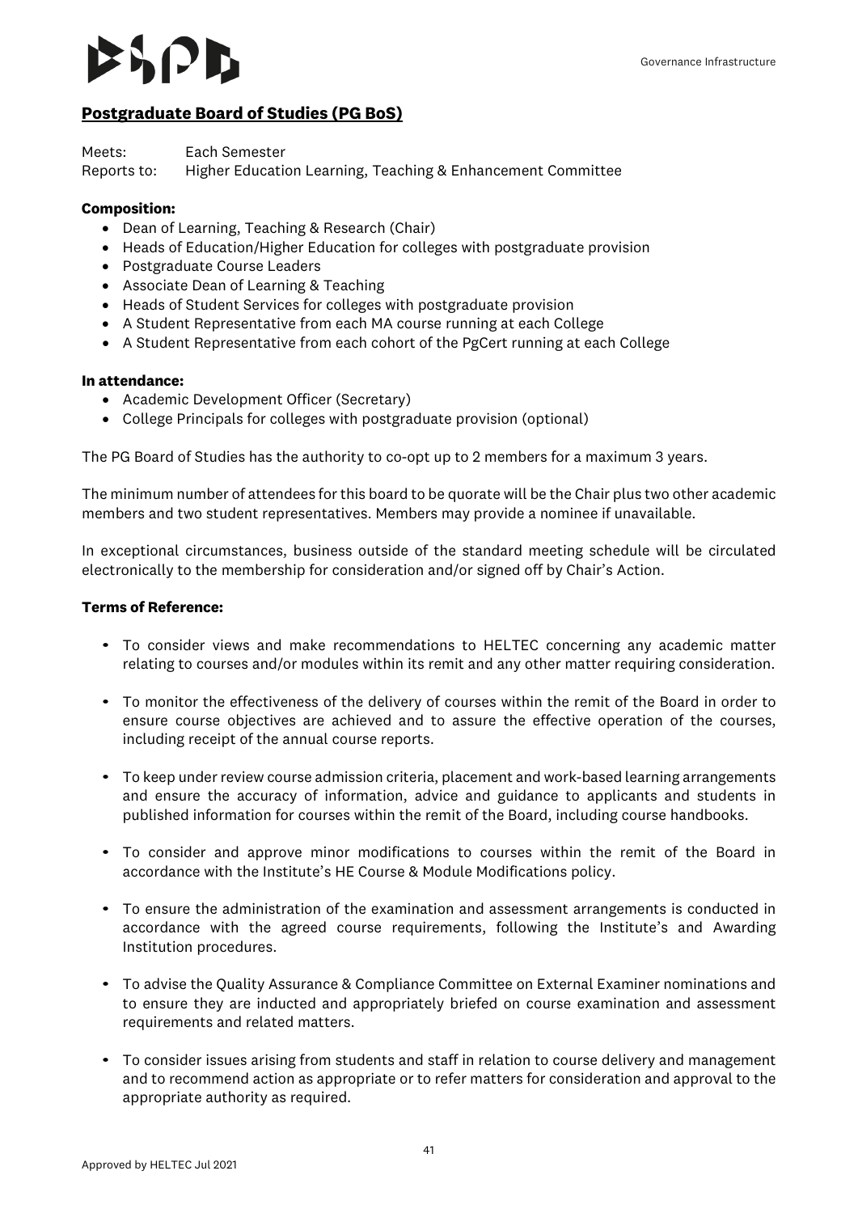## Postgraduate Board of Studies (PG BoS)

Meets: Each Semester
Reports to: Higher Education Learning, Teaching & Enhancement Committee

**Composition:**

- Dean of Learning, Teaching & Research (Chair)
- Heads of Education/Higher Education for colleges with postgraduate provision
- Postgraduate Course Leaders
- Associate Dean of Learning & Teaching
- Heads of Student Services for colleges with postgraduate provision
- A Student Representative from each MA course running at each College
- A Student Representative from each cohort of the PgCert running at each College

**In attendance:**

- Academic Development Officer (Secretary)
- College Principals for colleges with postgraduate provision (optional)

The PG Board of Studies has the authority to co-opt up to 2 members for a maximum 3 years.

The minimum number of attendees for this board to be quorate will be the Chair plus two other academic members and two student representatives. Members may provide a nominee if unavailable.

In exceptional circumstances, business outside of the standard meeting schedule will be circulated electronically to the membership for consideration and/or signed off by Chair's Action.

**Terms of Reference:**

- To consider views and make recommendations to HELTEC concerning any academic matter relating to courses and/or modules within its remit and any other matter requiring consideration.
- To monitor the effectiveness of the delivery of courses within the remit of the Board in order to ensure course objectives are achieved and to assure the effective operation of the courses, including receipt of the annual course reports.
- To keep under review course admission criteria, placement and work-based learning arrangements and ensure the accuracy of information, advice and guidance to applicants and students in published information for courses within the remit of the Board, including course handbooks.
- To consider and approve minor modifications to courses within the remit of the Board in accordance with the Institute's HE Course & Module Modifications policy.
- To ensure the administration of the examination and assessment arrangements is conducted in accordance with the agreed course requirements, following the Institute's and Awarding Institution procedures.
- To advise the Quality Assurance & Compliance Committee on External Examiner nominations and to ensure they are inducted and appropriately briefed on course examination and assessment requirements and related matters.
- To consider issues arising from students and staff in relation to course delivery and management and to recommend action as appropriate or to refer matters for consideration and approval to the appropriate authority as required.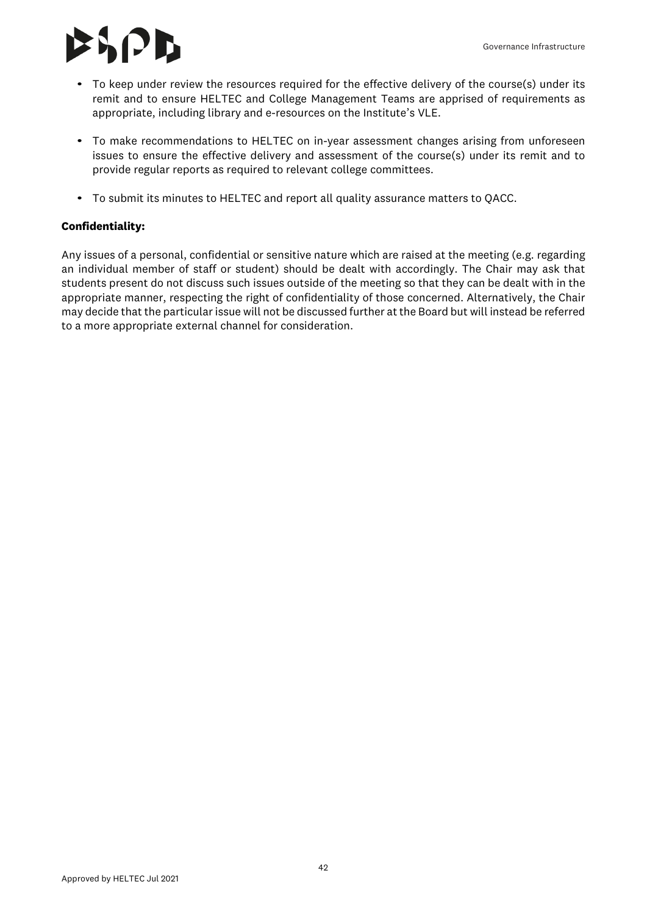- To keep under review the resources required for the effective delivery of the course(s) under its remit and to ensure HELTEC and College Management Teams are apprised of requirements as appropriate, including library and e-resources on the Institute's VLE.

- To make recommendations to HELTEC on in-year assessment changes arising from unforeseen issues to ensure the effective delivery and assessment of the course(s) under its remit and to provide regular reports as required to relevant college committees.

- To submit its minutes to HELTEC and report all quality assurance matters to QACC.

**Confidentiality:**

Any issues of a personal, confidential or sensitive nature which are raised at the meeting (e.g. regarding an individual member of staff or student) should be dealt with accordingly. The Chair may ask that students present do not discuss such issues outside of the meeting so that they can be dealt with in the appropriate manner, respecting the right of confidentiality of those concerned. Alternatively, the Chair may decide that the particular issue will not be discussed further at the Board but will instead be referred to a more appropriate external channel for consideration.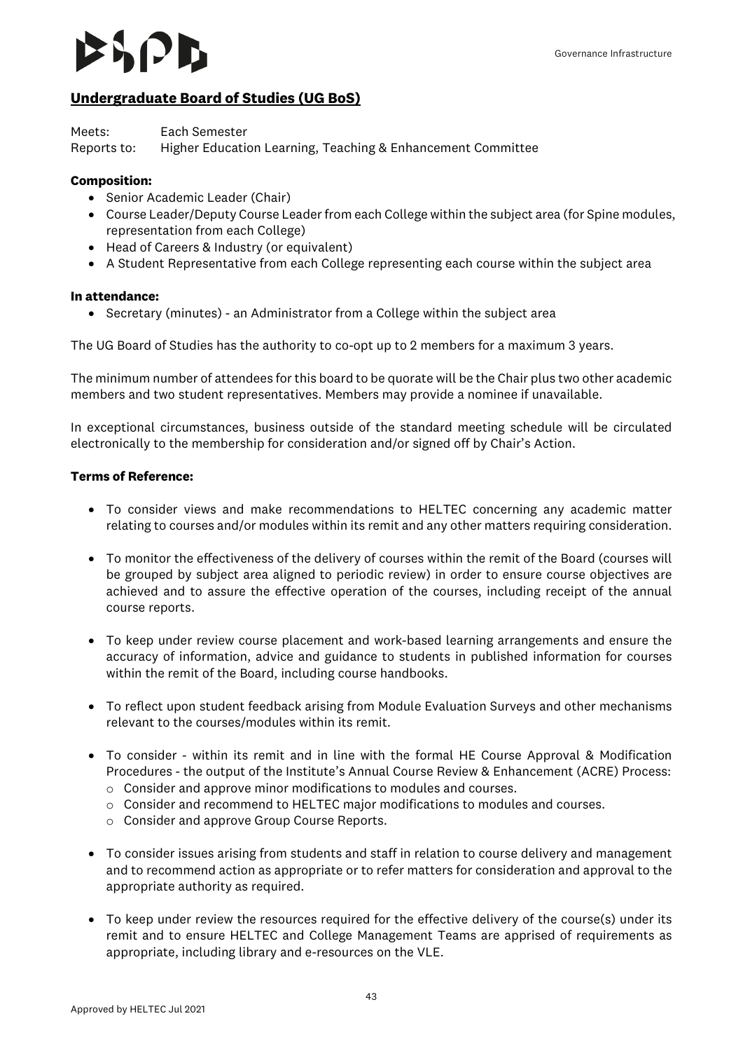## Undergraduate Board of Studies (UG BoS)

Meets: Each Semester
Reports to: Higher Education Learning, Teaching & Enhancement Committee

**Composition:**

- Senior Academic Leader (Chair)
- Course Leader/Deputy Course Leader from each College within the subject area (for Spine modules, representation from each College)
- Head of Careers & Industry (or equivalent)
- A Student Representative from each College representing each course within the subject area

**In attendance:**

- Secretary (minutes) - an Administrator from a College within the subject area

The UG Board of Studies has the authority to co-opt up to 2 members for a maximum 3 years.

The minimum number of attendees for this board to be quorate will be the Chair plus two other academic members and two student representatives. Members may provide a nominee if unavailable.

In exceptional circumstances, business outside of the standard meeting schedule will be circulated electronically to the membership for consideration and/or signed off by Chair's Action.

**Terms of Reference:**

- To consider views and make recommendations to HELTEC concerning any academic matter relating to courses and/or modules within its remit and any other matters requiring consideration.
- To monitor the effectiveness of the delivery of courses within the remit of the Board (courses will be grouped by subject area aligned to periodic review) in order to ensure course objectives are achieved and to assure the effective operation of the courses, including receipt of the annual course reports.
- To keep under review course placement and work-based learning arrangements and ensure the accuracy of information, advice and guidance to students in published information for courses within the remit of the Board, including course handbooks.
- To reflect upon student feedback arising from Module Evaluation Surveys and other mechanisms relevant to the courses/modules within its remit.
- To consider - within its remit and in line with the formal HE Course Approval & Modification Procedures - the output of the Institute's Annual Course Review & Enhancement (ACRE) Process:
  - Consider and approve minor modifications to modules and courses.
  - Consider and recommend to HELTEC major modifications to modules and courses.
  - Consider and approve Group Course Reports.
- To consider issues arising from students and staff in relation to course delivery and management and to recommend action as appropriate or to refer matters for consideration and approval to the appropriate authority as required.
- To keep under review the resources required for the effective delivery of the course(s) under its remit and to ensure HELTEC and College Management Teams are apprised of requirements as appropriate, including library and e-resources on the VLE.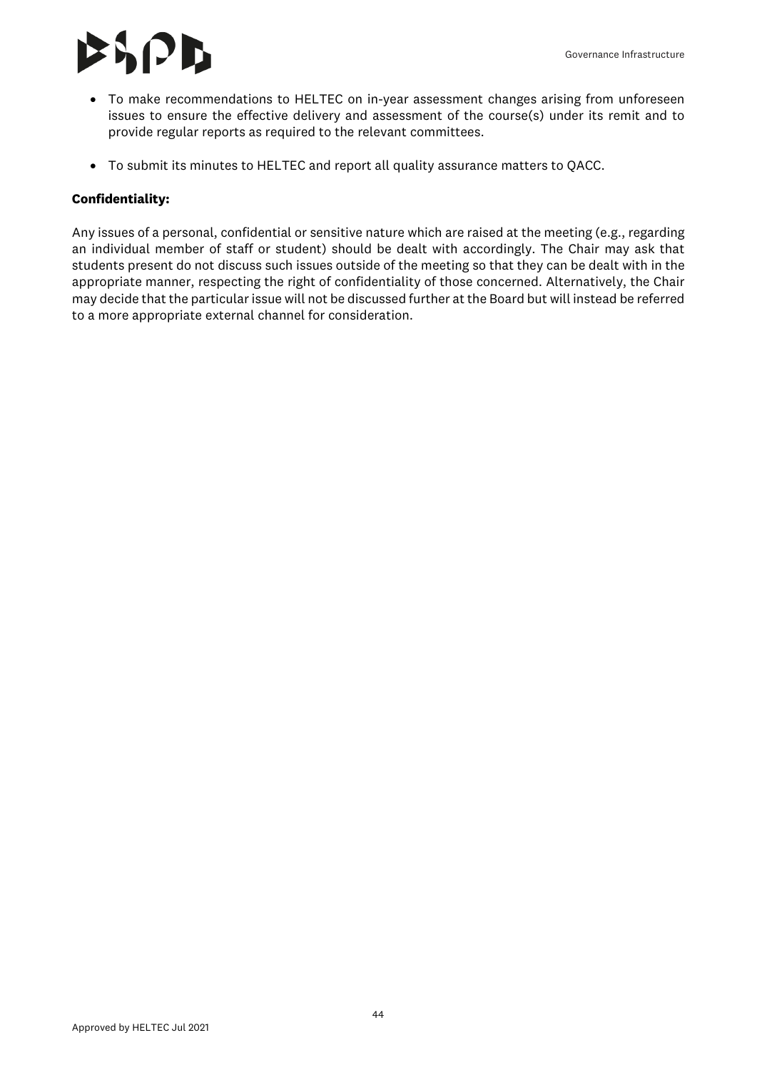- To make recommendations to HELTEC on in-year assessment changes arising from unforeseen issues to ensure the effective delivery and assessment of the course(s) under its remit and to provide regular reports as required to the relevant committees.
- To submit its minutes to HELTEC and report all quality assurance matters to QACC.

**Confidentiality:**

Any issues of a personal, confidential or sensitive nature which are raised at the meeting (e.g., regarding an individual member of staff or student) should be dealt with accordingly. The Chair may ask that students present do not discuss such issues outside of the meeting so that they can be dealt with in the appropriate manner, respecting the right of confidentiality of those concerned. Alternatively, the Chair may decide that the particular issue will not be discussed further at the Board but will instead be referred to a more appropriate external channel for consideration.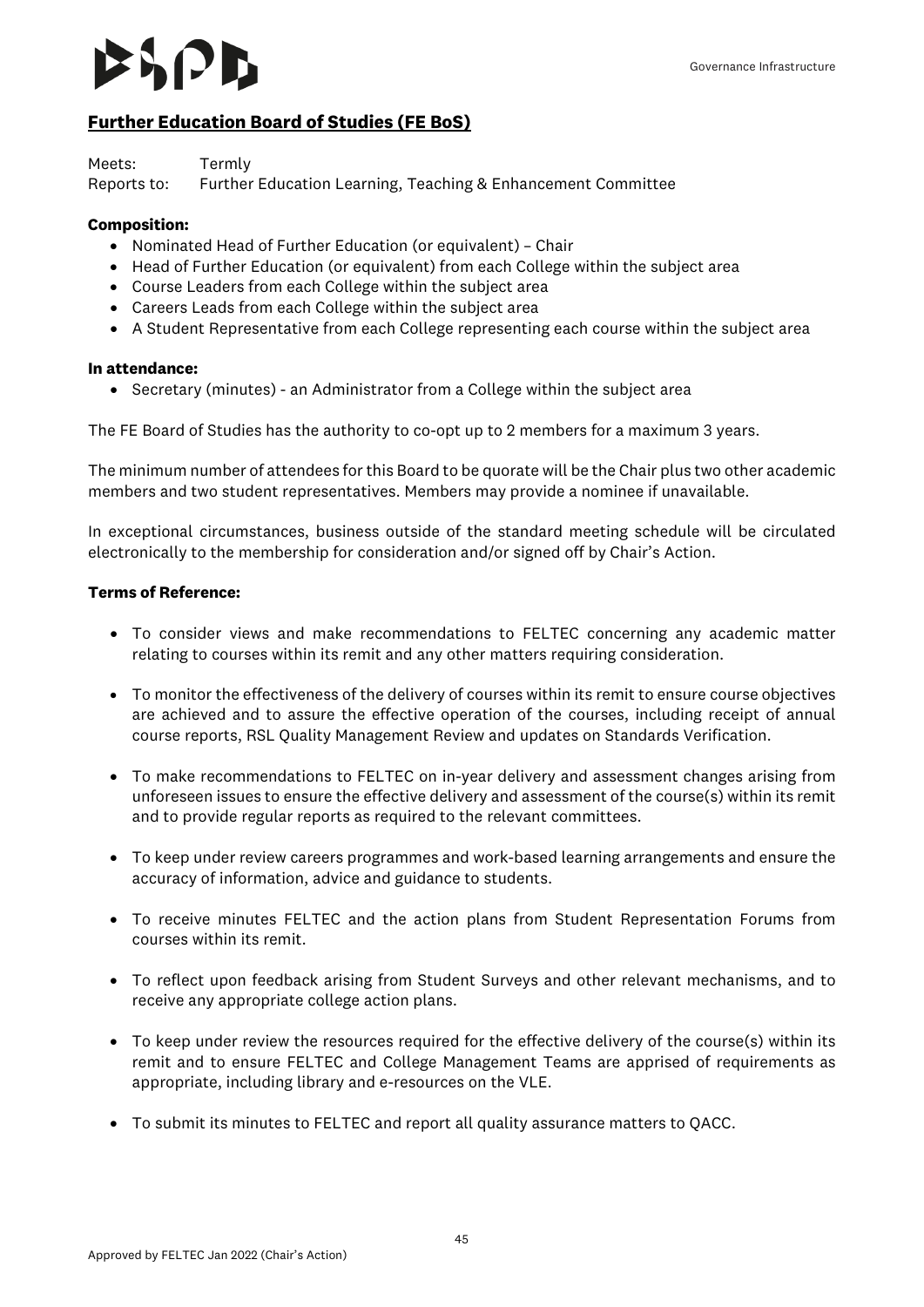## Further Education Board of Studies (FE BoS)

Meets: Termly
Reports to: Further Education Learning, Teaching & Enhancement Committee

**Composition:**

- Nominated Head of Further Education (or equivalent) – Chair
- Head of Further Education (or equivalent) from each College within the subject area
- Course Leaders from each College within the subject area
- Careers Leads from each College within the subject area
- A Student Representative from each College representing each course within the subject area

**In attendance:**

- Secretary (minutes) - an Administrator from a College within the subject area

The FE Board of Studies has the authority to co-opt up to 2 members for a maximum 3 years.

The minimum number of attendees for this Board to be quorate will be the Chair plus two other academic members and two student representatives. Members may provide a nominee if unavailable.

In exceptional circumstances, business outside of the standard meeting schedule will be circulated electronically to the membership for consideration and/or signed off by Chair's Action.

**Terms of Reference:**

- To consider views and make recommendations to FELTEC concerning any academic matter relating to courses within its remit and any other matters requiring consideration.
- To monitor the effectiveness of the delivery of courses within its remit to ensure course objectives are achieved and to assure the effective operation of the courses, including receipt of annual course reports, RSL Quality Management Review and updates on Standards Verification.
- To make recommendations to FELTEC on in-year delivery and assessment changes arising from unforeseen issues to ensure the effective delivery and assessment of the course(s) within its remit and to provide regular reports as required to the relevant committees.
- To keep under review careers programmes and work-based learning arrangements and ensure the accuracy of information, advice and guidance to students.
- To receive minutes FELTEC and the action plans from Student Representation Forums from courses within its remit.
- To reflect upon feedback arising from Student Surveys and other relevant mechanisms, and to receive any appropriate college action plans.
- To keep under review the resources required for the effective delivery of the course(s) within its remit and to ensure FELTEC and College Management Teams are apprised of requirements as appropriate, including library and e-resources on the VLE.
- To submit its minutes to FELTEC and report all quality assurance matters to QACC.

Approved by FELTEC Jan 2022 (Chair's Action)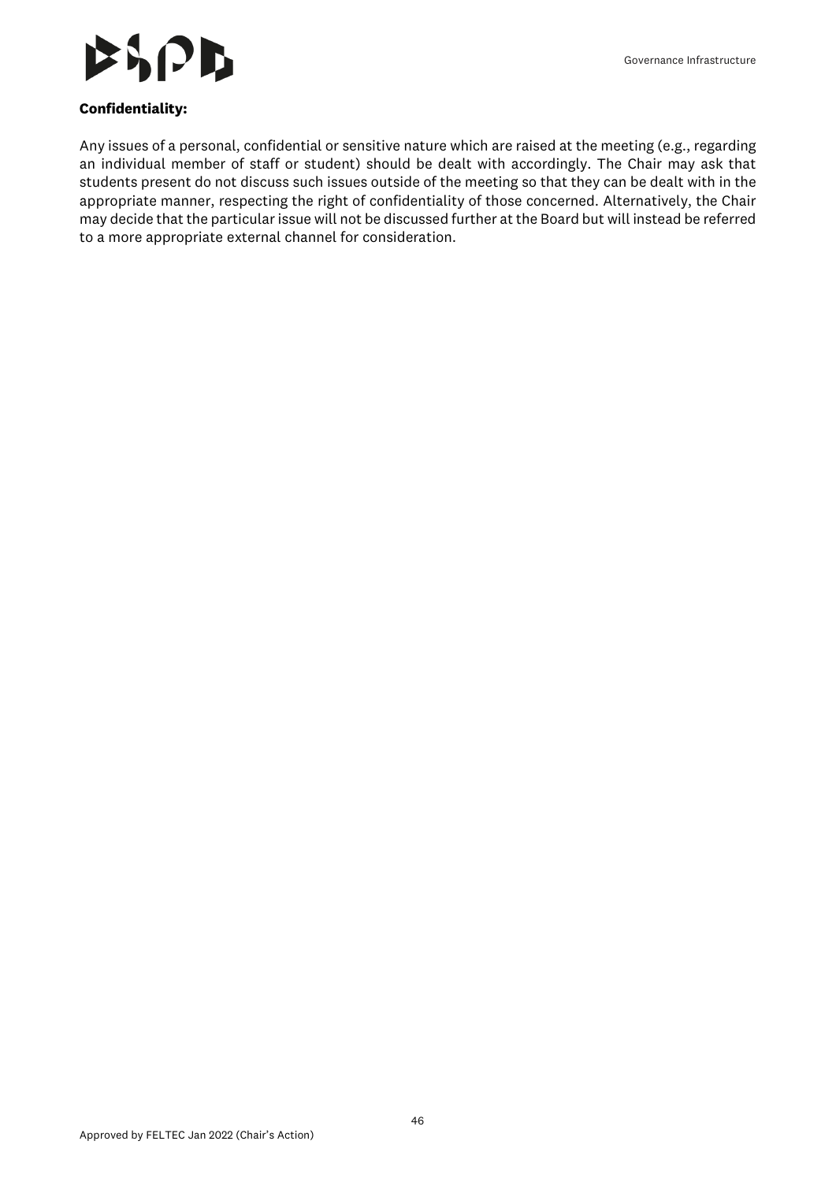**Confidentiality:**

Any issues of a personal, confidential or sensitive nature which are raised at the meeting (e.g., regarding an individual member of staff or student) should be dealt with accordingly. The Chair may ask that students present do not discuss such issues outside of the meeting so that they can be dealt with in the appropriate manner, respecting the right of confidentiality of those concerned. Alternatively, the Chair may decide that the particular issue will not be discussed further at the Board but will instead be referred to a more appropriate external channel for consideration.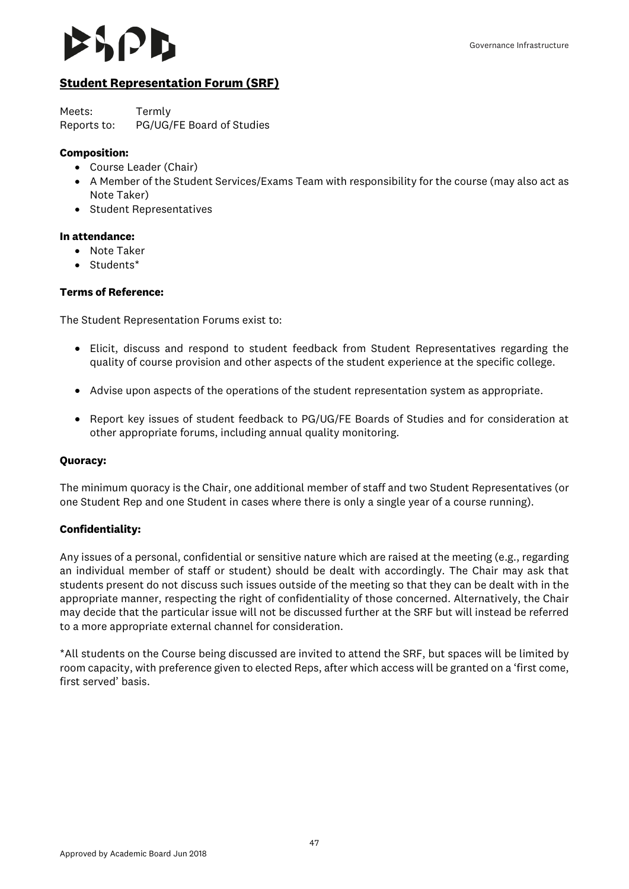## Student Representation Forum (SRF)

Meets: Termly
Reports to: PG/UG/FE Board of Studies

**Composition:**

- Course Leader (Chair)
- A Member of the Student Services/Exams Team with responsibility for the course (may also act as Note Taker)
- Student Representatives

**In attendance:**

- Note Taker
- Students*

**Terms of Reference:**

The Student Representation Forums exist to:

- Elicit, discuss and respond to student feedback from Student Representatives regarding the quality of course provision and other aspects of the student experience at the specific college.
- Advise upon aspects of the operations of the student representation system as appropriate.
- Report key issues of student feedback to PG/UG/FE Boards of Studies and for consideration at other appropriate forums, including annual quality monitoring.

**Quoracy:**

The minimum quoracy is the Chair, one additional member of staff and two Student Representatives (or one Student Rep and one Student in cases where there is only a single year of a course running).

**Confidentiality:**

Any issues of a personal, confidential or sensitive nature which are raised at the meeting (e.g., regarding an individual member of staff or student) should be dealt with accordingly. The Chair may ask that students present do not discuss such issues outside of the meeting so that they can be dealt with in the appropriate manner, respecting the right of confidentiality of those concerned. Alternatively, the Chair may decide that the particular issue will not be discussed further at the SRF but will instead be referred to a more appropriate external channel for consideration.

*All students on the Course being discussed are invited to attend the SRF, but spaces will be limited by room capacity, with preference given to elected Reps, after which access will be granted on a 'first come, first served' basis.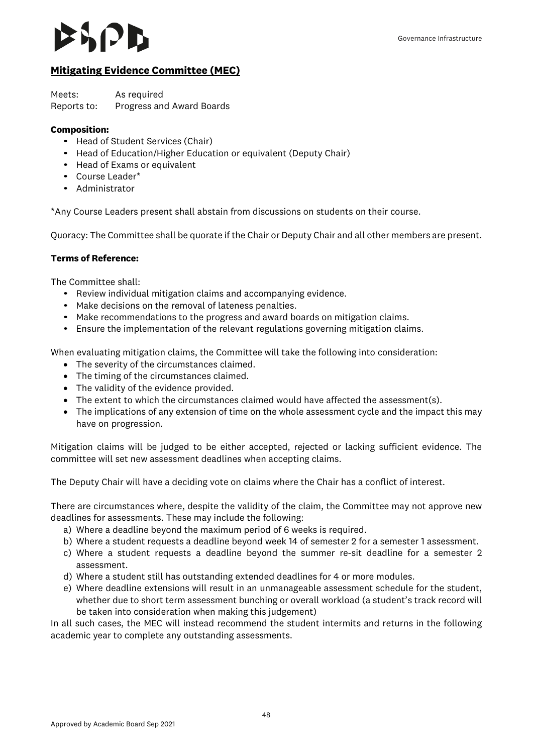## Mitigating Evidence Committee (MEC)

Meets: As required
Reports to: Progress and Award Boards

**Composition:**

- Head of Student Services (Chair)
- Head of Education/Higher Education or equivalent (Deputy Chair)
- Head of Exams or equivalent
- Course Leader*
- Administrator

*Any Course Leaders present shall abstain from discussions on students on their course.

Quoracy: The Committee shall be quorate if the Chair or Deputy Chair and all other members are present.

**Terms of Reference:**

The Committee shall:

- Review individual mitigation claims and accompanying evidence.
- Make decisions on the removal of lateness penalties.
- Make recommendations to the progress and award boards on mitigation claims.
- Ensure the implementation of the relevant regulations governing mitigation claims.

When evaluating mitigation claims, the Committee will take the following into consideration:

- The severity of the circumstances claimed.
- The timing of the circumstances claimed.
- The validity of the evidence provided.
- The extent to which the circumstances claimed would have affected the assessment(s).
- The implications of any extension of time on the whole assessment cycle and the impact this may have on progression.

Mitigation claims will be judged to be either accepted, rejected or lacking sufficient evidence. The committee will set new assessment deadlines when accepting claims.

The Deputy Chair will have a deciding vote on claims where the Chair has a conflict of interest.

There are circumstances where, despite the validity of the claim, the Committee may not approve new deadlines for assessments. These may include the following:

a) Where a deadline beyond the maximum period of 6 weeks is required.
b) Where a student requests a deadline beyond week 14 of semester 2 for a semester 1 assessment.
c) Where a student requests a deadline beyond the summer re-sit deadline for a semester 2 assessment.
d) Where a student still has outstanding extended deadlines for 4 or more modules.
e) Where deadline extensions will result in an unmanageable assessment schedule for the student, whether due to short term assessment bunching or overall workload (a student's track record will be taken into consideration when making this judgement)

In all such cases, the MEC will instead recommend the student intermits and returns in the following academic year to complete any outstanding assessments.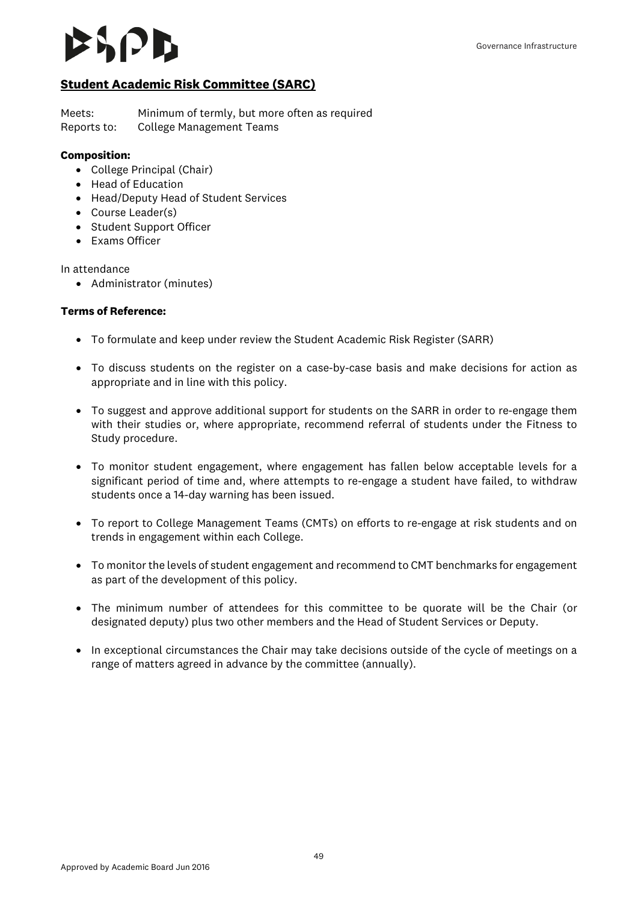## **Student Academic Risk Committee (SARC)**

Meets: Minimum of termly, but more often as required
Reports to: College Management Teams

**Composition:**

- College Principal (Chair)
- Head of Education
- Head/Deputy Head of Student Services
- Course Leader(s)
- Student Support Officer
- Exams Officer

In attendance

- Administrator (minutes)

**Terms of Reference:**

- To formulate and keep under review the Student Academic Risk Register (SARR)

- To discuss students on the register on a case-by-case basis and make decisions for action as appropriate and in line with this policy.

- To suggest and approve additional support for students on the SARR in order to re-engage them with their studies or, where appropriate, recommend referral of students under the Fitness to Study procedure.

- To monitor student engagement, where engagement has fallen below acceptable levels for a significant period of time and, where attempts to re-engage a student have failed, to withdraw students once a 14-day warning has been issued.

- To report to College Management Teams (CMTs) on efforts to re-engage at risk students and on trends in engagement within each College.

- To monitor the levels of student engagement and recommend to CMT benchmarks for engagement as part of the development of this policy.

- The minimum number of attendees for this committee to be quorate will be the Chair (or designated deputy) plus two other members and the Head of Student Services or Deputy.

- In exceptional circumstances the Chair may take decisions outside of the cycle of meetings on a range of matters agreed in advance by the committee (annually).